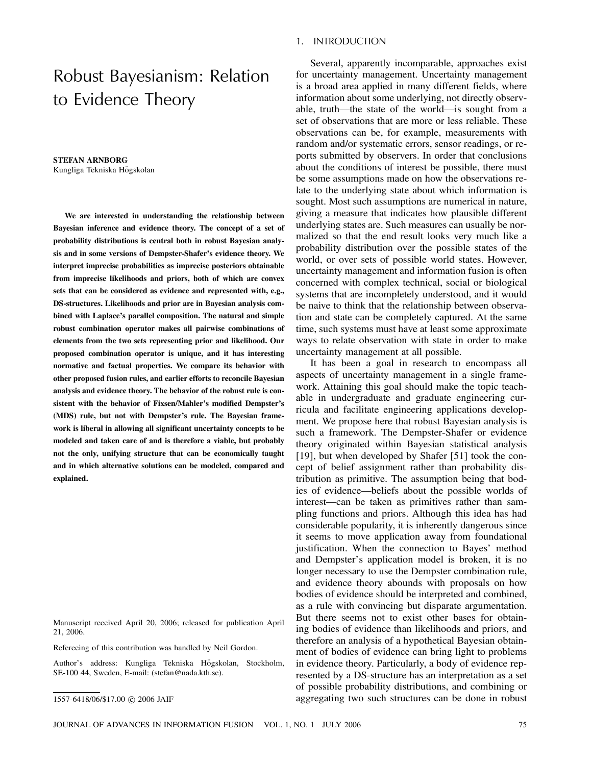# Robust Bayesianism: Relation to Evidence Theory

**STEFAN ARNBORG**
Kungliga Tekniska Högskolan

**We are interested in understanding the relationship between Bayesian inference and evidence theory. The concept of a set of probability distributions is central both in robust Bayesian analysis and in some versions of Dempster-Shafer's evidence theory. We interpret imprecise probabilities as imprecise posteriors obtainable from imprecise likelihoods and priors, both of which are convex sets that can be considered as evidence and represented with, e.g., DS-structures. Likelihoods and prior are in Bayesian analysis combined with Laplace's parallel composition. The natural and simple robust combination operator makes all pairwise combinations of elements from the two sets representing prior and likelihood. Our proposed combination operator is unique, and it has interesting normative and factual properties. We compare its behavior with other proposed fusion rules, and earlier efforts to reconcile Bayesian analysis and evidence theory. The behavior of the robust rule is consistent with the behavior of Fixsen/Mahler's modified Dempster's (MDS) rule, but not with Dempster's rule. The Bayesian framework is liberal in allowing all significant uncertainty concepts to be modeled and taken care of and is therefore a viable, but probably not the only, unifying structure that can be economically taught and in which alternative solutions can be modeled, compared and explained.**

Manuscript received April 20, 2006; released for publication April 21, 2006.

Refereeing of this contribution was handled by Neil Gordon.

Author's address: Kungliga Tekniska Högskolan, Stockholm, SE-100 44, Sweden, E-mail: (stefan@nada.kth.se).

1557-6418/06/$17.00 © 2006 JAIF

## 1. INTRODUCTION

Several, apparently incomparable, approaches exist for uncertainty management. Uncertainty management is a broad area applied in many different fields, where information about some underlying, not directly observable, truth—the state of the world—is sought from a set of observations that are more or less reliable. These observations can be, for example, measurements with random and/or systematic errors, sensor readings, or reports submitted by observers. In order that conclusions about the conditions of interest be possible, there must be some assumptions made on how the observations relate to the underlying state about which information is sought. Most such assumptions are numerical in nature, giving a measure that indicates how plausible different underlying states are. Such measures can usually be normalized so that the end result looks very much like a probability distribution over the possible states of the world, or over sets of possible world states. However, uncertainty management and information fusion is often concerned with complex technical, social or biological systems that are incompletely understood, and it would be naive to think that the relationship between observation and state can be completely captured. At the same time, such systems must have at least some approximate ways to relate observation with state in order to make uncertainty management at all possible.

It has been a goal in research to encompass all aspects of uncertainty management in a single framework. Attaining this goal should make the topic teachable in undergraduate and graduate engineering curricula and facilitate engineering applications development. We propose here that robust Bayesian analysis is such a framework. The Dempster-Shafer or evidence theory originated within Bayesian statistical analysis [19], but when developed by Shafer [51] took the concept of belief assignment rather than probability distribution as primitive. The assumption being that bodies of evidence—beliefs about the possible worlds of interest—can be taken as primitives rather than sampling functions and priors. Although this idea has had considerable popularity, it is inherently dangerous since it seems to move application away from foundational justification. When the connection to Bayes' method and Dempster's application model is broken, it is no longer necessary to use the Dempster combination rule, and evidence theory abounds with proposals on how bodies of evidence should be interpreted and combined, as a rule with convincing but disparate argumentation. But there seems not to exist other bases for obtaining bodies of evidence than likelihoods and priors, and therefore an analysis of a hypothetical Bayesian obtainment of bodies of evidence can bring light to problems in evidence theory. Particularly, a body of evidence represented by a DS-structure has an interpretation as a set of possible probability distributions, and combining or aggregating two such structures can be done in robust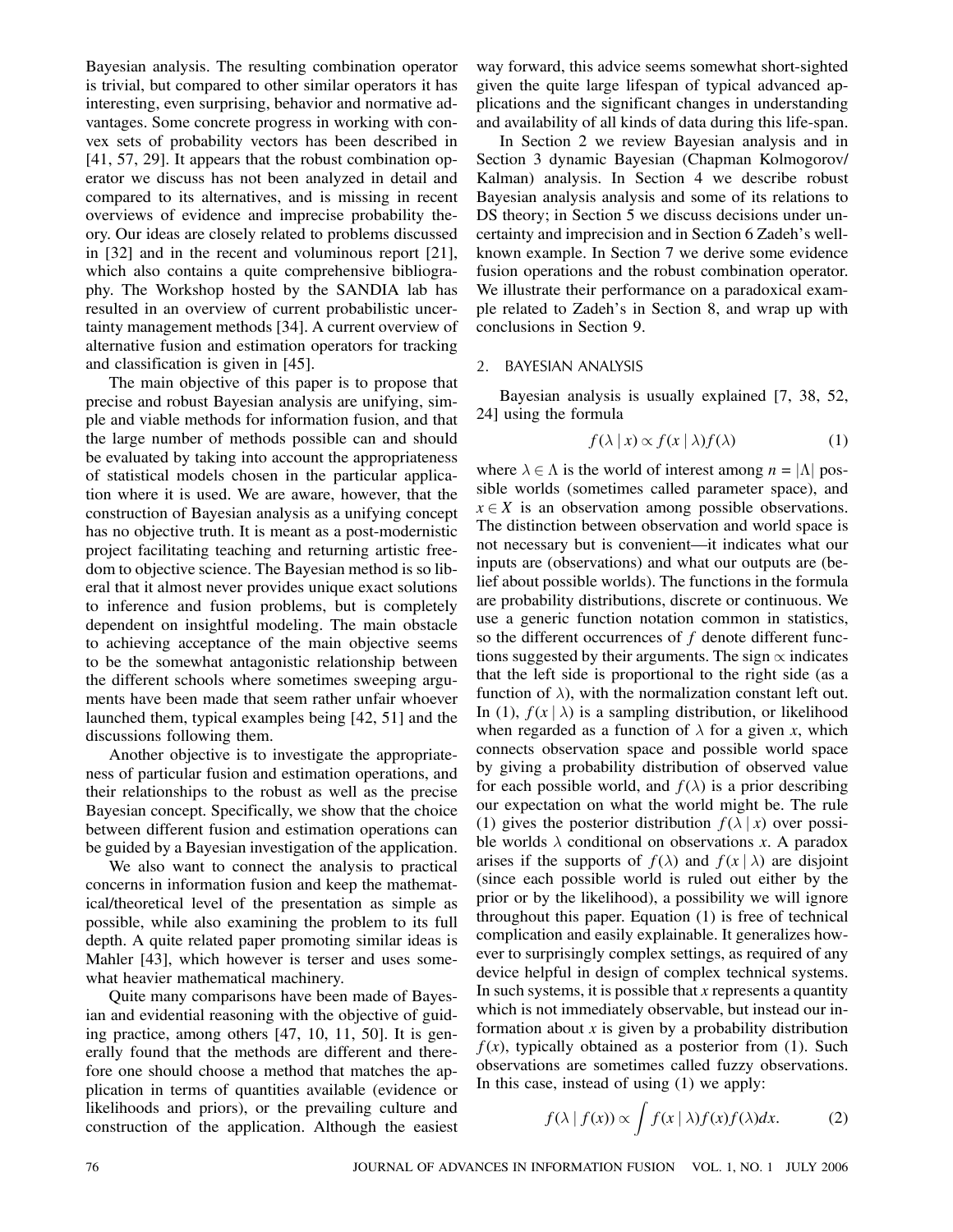Bayesian analysis. The resulting combination operator is trivial, but compared to other similar operators it has interesting, even surprising, behavior and normative advantages. Some concrete progress in working with convex sets of probability vectors has been described in [41, 57, 29]. It appears that the robust combination operator we discuss has not been analyzed in detail and compared to its alternatives, and is missing in recent overviews of evidence and imprecise probability theory. Our ideas are closely related to problems discussed in [32] and in the recent and voluminous report [21], which also contains a quite comprehensive bibliography. The Workshop hosted by the SANDIA lab has resulted in an overview of current probabilistic uncertainty management methods [34]. A current overview of alternative fusion and estimation operators for tracking and classification is given in [45].

The main objective of this paper is to propose that precise and robust Bayesian analysis are unifying, simple and viable methods for information fusion, and that the large number of methods possible can and should be evaluated by taking into account the appropriateness of statistical models chosen in the particular application where it is used. We are aware, however, that the construction of Bayesian analysis as a unifying concept has no objective truth. It is meant as a post-modernistic project facilitating teaching and returning artistic freedom to objective science. The Bayesian method is so liberal that it almost never provides unique exact solutions to inference and fusion problems, but is completely dependent on insightful modeling. The main obstacle to achieving acceptance of the main objective seems to be the somewhat antagonistic relationship between the different schools where sometimes sweeping arguments have been made that seem rather unfair whoever launched them, typical examples being [42, 51] and the discussions following them.

Another objective is to investigate the appropriateness of particular fusion and estimation operations, and their relationships to the robust as well as the precise Bayesian concept. Specifically, we show that the choice between different fusion and estimation operations can be guided by a Bayesian investigation of the application.

We also want to connect the analysis to practical concerns in information fusion and keep the mathematical/theoretical level of the presentation as simple as possible, while also examining the problem to its full depth. A quite related paper promoting similar ideas is Mahler [43], which however is terser and uses somewhat heavier mathematical machinery.

Quite many comparisons have been made of Bayesian and evidential reasoning with the objective of guiding practice, among others [47, 10, 11, 50]. It is generally found that the methods are different and therefore one should choose a method that matches the application in terms of quantities available (evidence or likelihoods and priors), or the prevailing culture and construction of the application. Although the easiest way forward, this advice seems somewhat short-sighted given the quite large lifespan of typical advanced applications and the significant changes in understanding and availability of all kinds of data during this life-span.

In Section 2 we review Bayesian analysis and in Section 3 dynamic Bayesian (Chapman Kolmogorov/Kalman) analysis. In Section 4 we describe robust Bayesian analysis analysis and some of its relations to DS theory; in Section 5 we discuss decisions under uncertainty and imprecision and in Section 6 Zadeh's well-known example. In Section 7 we derive some evidence fusion operations and the robust combination operator. We illustrate their performance on a paradoxical example related to Zadeh's in Section 8, and wrap up with conclusions in Section 9.

## 2. BAYESIAN ANALYSIS

Bayesian analysis is usually explained [7, 38, 52, 24] using the formula

$$f(\lambda \mid x) \propto f(x \mid \lambda) f(\lambda) \tag{1}$$

where $\lambda \in \Lambda$ is the world of interest among $n = |\Lambda|$ possible worlds (sometimes called parameter space), and $x \in X$ is an observation among possible observations. The distinction between observation and world space is not necessary but is convenient—it indicates what our inputs are (observations) and what our outputs are (belief about possible worlds). The functions in the formula are probability distributions, discrete or continuous. We use a generic function notation common in statistics, so the different occurrences of $f$ denote different functions suggested by their arguments. The sign $\propto$ indicates that the left side is proportional to the right side (as a function of $\lambda$), with the normalization constant left out. In (1), $f(x \mid \lambda)$ is a sampling distribution, or likelihood when regarded as a function of $\lambda$ for a given $x$, which connects observation space and possible world space by giving a probability distribution of observed value for each possible world, and $f(\lambda)$ is a prior describing our expectation on what the world might be. The rule (1) gives the posterior distribution $f(\lambda \mid x)$ over possible worlds $\lambda$ conditional on observations $x$. A paradox arises if the supports of $f(\lambda)$ and $f(x \mid \lambda)$ are disjoint (since each possible world is ruled out either by the prior or by the likelihood), a possibility we will ignore throughout this paper. Equation (1) is free of technical complication and easily explainable. It generalizes however to surprisingly complex settings, as required of any device helpful in design of complex technical systems. In such systems, it is possible that $x$ represents a quantity which is not immediately observable, but instead our information about $x$ is given by a probability distribution $f(x)$, typically obtained as a posterior from (1). Such observations are sometimes called fuzzy observations. In this case, instead of using (1) we apply:

$$f(\lambda \mid f(x)) \propto \int f(x \mid \lambda) f(x) f(\lambda) dx. \tag{2}$$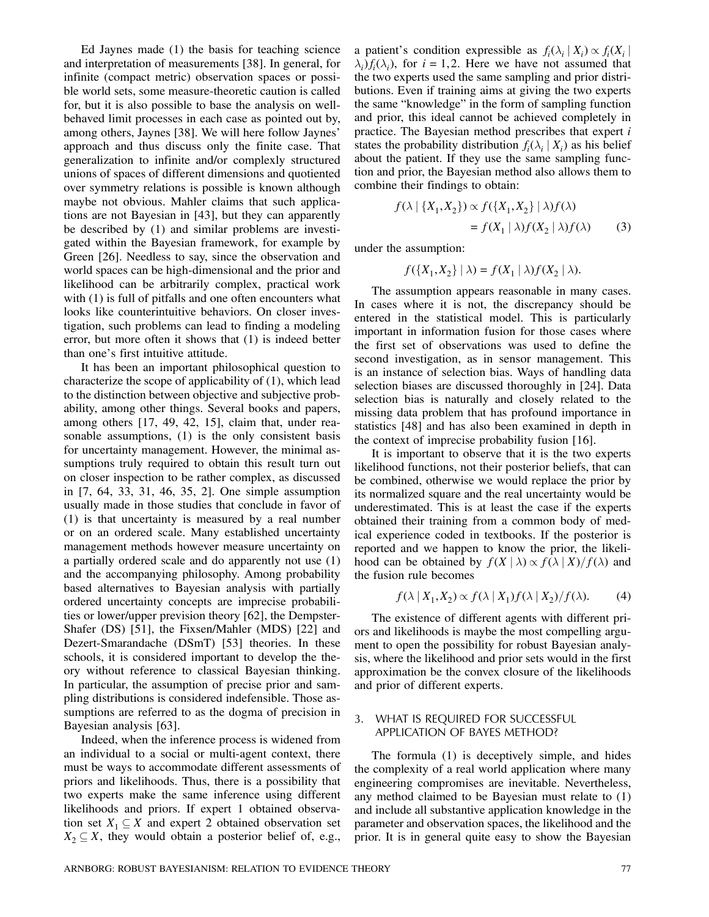Ed Jaynes made (1) the basis for teaching science and interpretation of measurements [38]. In general, for infinite (compact metric) observation spaces or possible world sets, some measure-theoretic caution is called for, but it is also possible to base the analysis on well-behaved limit processes in each case as pointed out by, among others, Jaynes [38]. We will here follow Jaynes' approach and thus discuss only the finite case. That generalization to infinite and/or complexly structured unions of spaces of different dimensions and quotiented over symmetry relations is possible is known although maybe not obvious. Mahler claims that such applications are not Bayesian in [43], but they can apparently be described by (1) and similar problems are investigated within the Bayesian framework, for example by Green [26]. Needless to say, since the observation and world spaces can be high-dimensional and the prior and likelihood can be arbitrarily complex, practical work with (1) is full of pitfalls and one often encounters what looks like counterintuitive behaviors. On closer investigation, such problems can lead to finding a modeling error, but more often it shows that (1) is indeed better than one's first intuitive attitude.

It has been an important philosophical question to characterize the scope of applicability of (1), which lead to the distinction between objective and subjective probability, among other things. Several books and papers, among others [17, 49, 42, 15], claim that, under reasonable assumptions, (1) is the only consistent basis for uncertainty management. However, the minimal assumptions truly required to obtain this result turn out on closer inspection to be rather complex, as discussed in [7, 64, 33, 31, 46, 35, 2]. One simple assumption usually made in those studies that conclude in favor of (1) is that uncertainty is measured by a real number or on an ordered scale. Many established uncertainty management methods however measure uncertainty on a partially ordered scale and do apparently not use (1) and the accompanying philosophy. Among probability based alternatives to Bayesian analysis with partially ordered uncertainty concepts are imprecise probabilities or lower/upper prevision theory [62], the Dempster-Shafer (DS) [51], the Fixsen/Mahler (MDS) [22] and Dezert-Smarandache (DSmT) [53] theories. In these schools, it is considered important to develop the theory without reference to classical Bayesian thinking. In particular, the assumption of precise prior and sampling distributions is considered indefensible. Those assumptions are referred to as the dogma of precision in Bayesian analysis [63].

Indeed, when the inference process is widened from an individual to a social or multi-agent context, there must be ways to accommodate different assessments of priors and likelihoods. Thus, there is a possibility that two experts make the same inference using different likelihoods and priors. If expert 1 obtained observation set $X_1 \subseteq X$ and expert 2 obtained observation set $X_2 \subseteq X$, they would obtain a posterior belief of, e.g., a patient's condition expressible as $f_i(\lambda_i \mid X_i) \propto f_i(X_i \mid \lambda_i) f_i(\lambda_i)$, for $i = 1,2$. Here we have not assumed that the two experts used the same sampling and prior distributions. Even if training aims at giving the two experts the same "knowledge" in the form of sampling function and prior, this ideal cannot be achieved completely in practice. The Bayesian method prescribes that expert $i$ states the probability distribution $f_i(\lambda_i \mid X_i)$ as his belief about the patient. If they use the same sampling function and prior, the Bayesian method also allows them to combine their findings to obtain:

$$
\begin{aligned}
f(\lambda \mid \{X_1, X_2\}) &\propto f(\{X_1, X_2\} \mid \lambda) f(\lambda) \\
&= f(X_1 \mid \lambda) f(X_2 \mid \lambda) f(\lambda)
\end{aligned}
\tag{3}
$$

under the assumption:

$$
f(\{X_1, X_2\} \mid \lambda) = f(X_1 \mid \lambda) f(X_2 \mid \lambda).
$$

The assumption appears reasonable in many cases. In cases where it is not, the discrepancy should be entered in the statistical model. This is particularly important in information fusion for those cases where the first set of observations was used to define the second investigation, as in sensor management. This is an instance of selection bias. Ways of handling data selection biases are discussed thoroughly in [24]. Data selection bias is naturally and closely related to the missing data problem that has profound importance in statistics [48] and has also been examined in depth in the context of imprecise probability fusion [16].

It is important to observe that it is the two experts likelihood functions, not their posterior beliefs, that can be combined, otherwise we would replace the prior by its normalized square and the real uncertainty would be underestimated. This is at least the case if the experts obtained their training from a common body of medical experience coded in textbooks. If the posterior is reported and we happen to know the prior, the likelihood can be obtained by $f(X \mid \lambda) \propto f(\lambda \mid X)/f(\lambda)$ and the fusion rule becomes

$$
f(\lambda \mid X_1, X_2) \propto f(\lambda \mid X_1) f(\lambda \mid X_2)/f(\lambda). \tag{4}
$$

The existence of different agents with different priors and likelihoods is maybe the most compelling argument to open the possibility for robust Bayesian analysis, where the likelihood and prior sets would in the first approximation be the convex closure of the likelihoods and prior of different experts.

## 3. WHAT IS REQUIRED FOR SUCCESSFUL APPLICATION OF BAYES METHOD?

The formula (1) is deceptively simple, and hides the complexity of a real world application where many engineering compromises are inevitable. Nevertheless, any method claimed to be Bayesian must relate to (1) and include all substantive application knowledge in the parameter and observation spaces, the likelihood and the prior. It is in general quite easy to show the Bayesian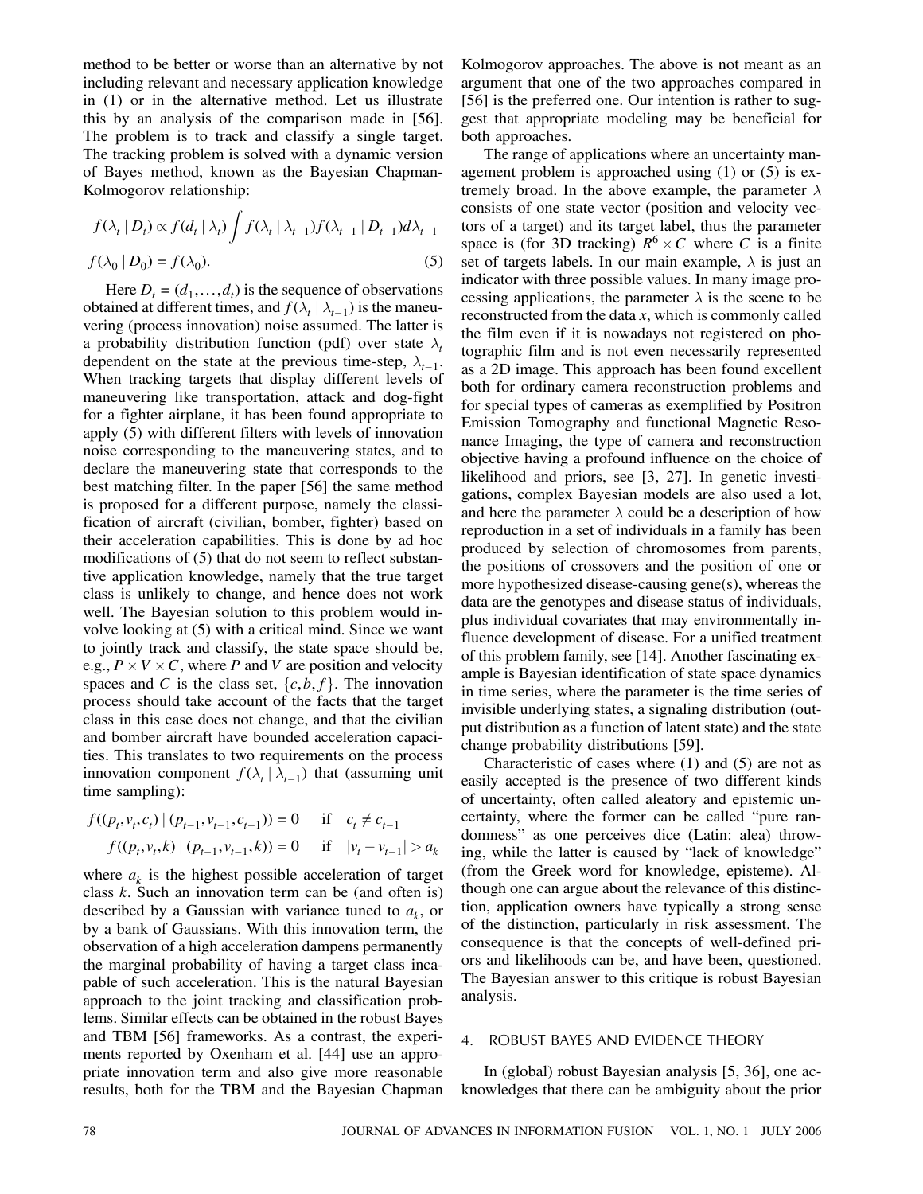method to be better or worse than an alternative by not including relevant and necessary application knowledge in (1) or in the alternative method. Let us illustrate this by an analysis of the comparison made in [56]. The problem is to track and classify a single target. The tracking problem is solved with a dynamic version of Bayes method, known as the Bayesian Chapman-Kolmogorov relationship:

$$f(\lambda_t \mid D_t) \propto f(d_t \mid \lambda_t) \int f(\lambda_t \mid \lambda_{t-1}) f(\lambda_{t-1} \mid D_{t-1}) d\lambda_{t-1}$$

$$f(\lambda_0 \mid D_0) = f(\lambda_0). \tag{5}$$

Here $D_t = (d_1, \ldots, d_t)$ is the sequence of observations obtained at different times, and $f(\lambda_t \mid \lambda_{t-1})$ is the maneuvering (process innovation) noise assumed. The latter is a probability distribution function (pdf) over state $\lambda_t$ dependent on the state at the previous time-step, $\lambda_{t-1}$. When tracking targets that display different levels of maneuvering like transportation, attack and dog-fight for a fighter airplane, it has been found appropriate to apply (5) with different filters with levels of innovation noise corresponding to the maneuvering states, and to declare the maneuvering state that corresponds to the best matching filter. In the paper [56] the same method is proposed for a different purpose, namely the classification of aircraft (civilian, bomber, fighter) based on their acceleration capabilities. This is done by ad hoc modifications of (5) that do not seem to reflect substantive application knowledge, namely that the true target class is unlikely to change, and hence does not work well. The Bayesian solution to this problem would involve looking at (5) with a critical mind. Since we want to jointly track and classify, the state space should be, e.g., $P \times V \times C$, where $P$ and $V$ are position and velocity spaces and $C$ is the class set, $\{c, b, f\}$. The innovation process should take account of the facts that the target class in this case does not change, and that the civilian and bomber aircraft have bounded acceleration capacities. This translates to two requirements on the process innovation component $f(\lambda_t \mid \lambda_{t-1})$ that (assuming unit time sampling):

$$f((p_t, v_t, c_t) \mid (p_{t-1}, v_{t-1}, c_{t-1})) = 0 \quad \text{if} \quad c_t \neq c_{t-1}$$

$$f((p_t, v_t, k) \mid (p_{t-1}, v_{t-1}, k)) = 0 \quad \text{if} \quad |v_t - v_{t-1}| > a_k$$

where $a_k$ is the highest possible acceleration of target class $k$. Such an innovation term can be (and often is) described by a Gaussian with variance tuned to $a_k$, or by a bank of Gaussians. With this innovation term, the observation of a high acceleration dampens permanently the marginal probability of having a target class incapable of such acceleration. This is the natural Bayesian approach to the joint tracking and classification problems. Similar effects can be obtained in the robust Bayes and TBM [56] frameworks. As a contrast, the experiments reported by Oxenham et al. [44] use an appropriate innovation term and also give more reasonable results, both for the TBM and the Bayesian Chapman Kolmogorov approaches. The above is not meant as an argument that one of the two approaches compared in [56] is the preferred one. Our intention is rather to suggest that appropriate modeling may be beneficial for both approaches.

The range of applications where an uncertainty management problem is approached using (1) or (5) is extremely broad. In the above example, the parameter $\lambda$ consists of one state vector (position and velocity vectors of a target) and its target label, thus the parameter space is (for 3D tracking) $R^6 \times C$ where $C$ is a finite set of targets labels. In our main example, $\lambda$ is just an indicator with three possible values. In many image processing applications, the parameter $\lambda$ is the scene to be reconstructed from the data $x$, which is commonly called the film even if it is nowadays not registered on photographic film and is not even necessarily represented as a 2D image. This approach has been found excellent both for ordinary camera reconstruction problems and for special types of cameras as exemplified by Positron Emission Tomography and functional Magnetic Resonance Imaging, the type of camera and reconstruction objective having a profound influence on the choice of likelihood and priors, see [3, 27]. In genetic investigations, complex Bayesian models are also used a lot, and here the parameter $\lambda$ could be a description of how reproduction in a set of individuals in a family has been produced by selection of chromosomes from parents, the positions of crossovers and the position of one or more hypothesized disease-causing gene(s), whereas the data are the genotypes and disease status of individuals, plus individual covariates that may environmentally influence development of disease. For a unified treatment of this problem family, see [14]. Another fascinating example is Bayesian identification of state space dynamics in time series, where the parameter is the time series of invisible underlying states, a signaling distribution (output distribution as a function of latent state) and the state change probability distributions [59].

Characteristic of cases where (1) and (5) are not as easily accepted is the presence of two different kinds of uncertainty, often called aleatory and epistemic uncertainty, where the former can be called "pure randomness" as one perceives dice (Latin: alea) throwing, while the latter is caused by "lack of knowledge" (from the Greek word for knowledge, episteme). Although one can argue about the relevance of this distinction, application owners have typically a strong sense of the distinction, particularly in risk assessment. The consequence is that the concepts of well-defined priors and likelihoods can be, and have been, questioned. The Bayesian answer to this critique is robust Bayesian analysis.

## 4. ROBUST BAYES AND EVIDENCE THEORY

In (global) robust Bayesian analysis [5, 36], one acknowledges that there can be ambiguity about the prior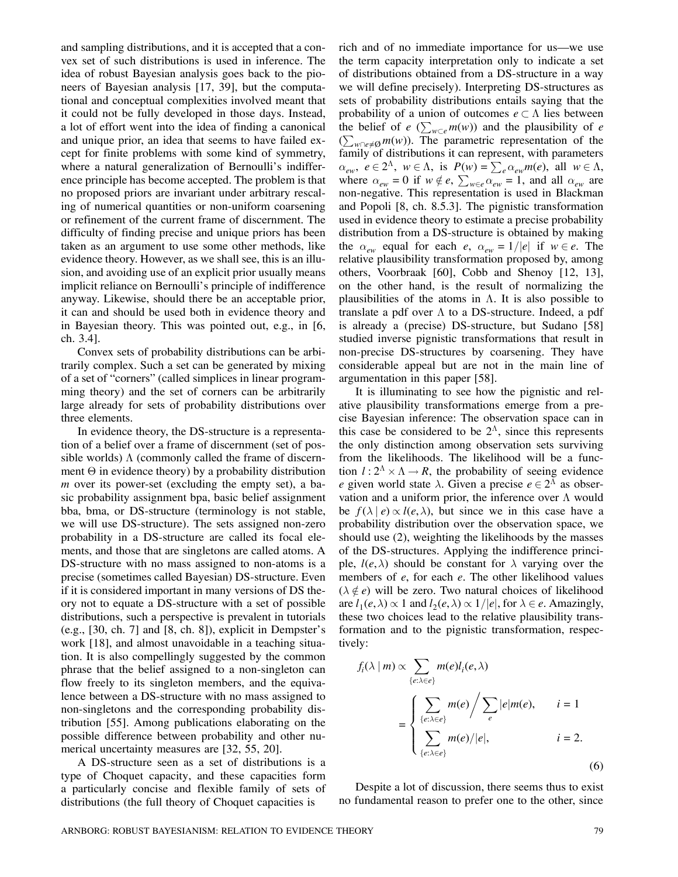and sampling distributions, and it is accepted that a convex set of such distributions is used in inference. The idea of robust Bayesian analysis goes back to the pioneers of Bayesian analysis [17, 39], but the computational and conceptual complexities involved meant that it could not be fully developed in those days. Instead, a lot of effort went into the idea of finding a canonical and unique prior, an idea that seems to have failed except for finite problems with some kind of symmetry, where a natural generalization of Bernoulli's indifference principle has become accepted. The problem is that no proposed priors are invariant under arbitrary rescaling of numerical quantities or non-uniform coarsening or refinement of the current frame of discernment. The difficulty of finding precise and unique priors has been taken as an argument to use some other methods, like evidence theory. However, as we shall see, this is an illusion, and avoiding use of an explicit prior usually means implicit reliance on Bernoulli's principle of indifference anyway. Likewise, should there be an acceptable prior, it can and should be used both in evidence theory and in Bayesian theory. This was pointed out, e.g., in [6, ch. 3.4].

Convex sets of probability distributions can be arbitrarily complex. Such a set can be generated by mixing of a set of "corners" (called simplices in linear programming theory) and the set of corners can be arbitrarily large already for sets of probability distributions over three elements.

In evidence theory, the DS-structure is a representation of a belief over a frame of discernment (set of possible worlds) $\Lambda$ (commonly called the frame of discernment $\Theta$ in evidence theory) by a probability distribution $m$ over its power-set (excluding the empty set), a basic probability assignment bpa, basic belief assignment bba, bma, or DS-structure (terminology is not stable, we will use DS-structure). The sets assigned non-zero probability in a DS-structure are called its focal elements, and those that are singletons are called atoms. A DS-structure with no mass assigned to non-atoms is a precise (sometimes called Bayesian) DS-structure. Even if it is considered important in many versions of DS theory not to equate a DS-structure with a set of possible distributions, such a perspective is prevalent in tutorials (e.g., [30, ch. 7] and [8, ch. 8]), explicit in Dempster's work [18], and almost unavoidable in a teaching situation. It is also compellingly suggested by the common phrase that the belief assigned to a non-singleton can flow freely to its singleton members, and the equivalence between a DS-structure with no mass assigned to non-singletons and the corresponding probability distribution [55]. Among publications elaborating on the possible difference between probability and other numerical uncertainty measures are [32, 55, 20].

A DS-structure seen as a set of distributions is a type of Choquet capacity, and these capacities form a particularly concise and flexible family of sets of distributions (the full theory of Choquet capacities is rich and of no immediate importance for us—we use the term capacity interpretation only to indicate a set of distributions obtained from a DS-structure in a way we will define precisely). Interpreting DS-structures as sets of probability distributions entails saying that the probability of a union of outcomes $e \subset \Lambda$ lies between the belief of $e$ ($\sum_{w\subset e} m(w)$) and the plausibility of $e$ ($\sum_{w\cap e\neq\emptyset} m(w)$). The parametric representation of the family of distributions it can represent, with parameters $\alpha_{ew}$, $e \in 2^\Lambda$, $w \in \Lambda$, is $P(w) = \sum_e \alpha_{ew} m(e)$, all $w \in \Lambda$, where $\alpha_{ew} = 0$ if $w \notin e$, $\sum_{w\in e} \alpha_{ew} = 1$, and all $\alpha_{ew}$ are non-negative. This representation is used in Blackman and Popoli [8, ch. 8.5.3]. The pignistic transformation used in evidence theory to estimate a precise probability distribution from a DS-structure is obtained by making the $\alpha_{ew}$ equal for each $e$, $\alpha_{ew} = 1/|e|$ if $w \in e$. The relative plausibility transformation proposed by, among others, Voorbraak [60], Cobb and Shenoy [12, 13], on the other hand, is the result of normalizing the plausibilities of the atoms in $\Lambda$. It is also possible to translate a pdf over $\Lambda$ to a DS-structure. Indeed, a pdf is already a (precise) DS-structure, but Sudano [58] studied inverse pignistic transformations that result in non-precise DS-structures by coarsening. They have considerable appeal but are not in the main line of argumentation in this paper [58].

It is illuminating to see how the pignistic and relative plausibility transformations emerge from a precise Bayesian inference: The observation space can in this case be considered to be $2^\Lambda$, since this represents the only distinction among observation sets surviving from the likelihoods. The likelihood will be a function $l : 2^\Lambda \times \Lambda \to R$, the probability of seeing evidence $e$ given world state $\lambda$. Given a precise $e \in 2^\Lambda$ as observation and a uniform prior, the inference over $\Lambda$ would be $f(\lambda \mid e) \propto l(e,\lambda)$, but since we in this case have a probability distribution over the observation space, we should use (2), weighting the likelihoods by the masses of the DS-structures. Applying the indifference principle, $l(e,\lambda)$ should be constant for $\lambda$ varying over the members of $e$, for each $e$. The other likelihood values ($\lambda \notin e$) will be zero. Two natural choices of likelihood are $l_1(e,\lambda) \propto 1$ and $l_2(e,\lambda) \propto 1/|e|$, for $\lambda \in e$. Amazingly, these two choices lead to the relative plausibility transformation and to the pignistic transformation, respectively:

$$
f_i(\lambda \mid m) \propto \sum_{\{e:\lambda\in e\}} m(e) l_i(e,\lambda)
= \begin{cases} \displaystyle\sum_{\{e:\lambda\in e\}} m(e) \Big/ \sum_e |e| m(e), & i = 1 \\ \displaystyle\sum_{\{e:\lambda\in e\}} m(e)/|e|, & i = 2. \end{cases}
\tag{6}
$$

Despite a lot of discussion, there seems thus to exist no fundamental reason to prefer one to the other, since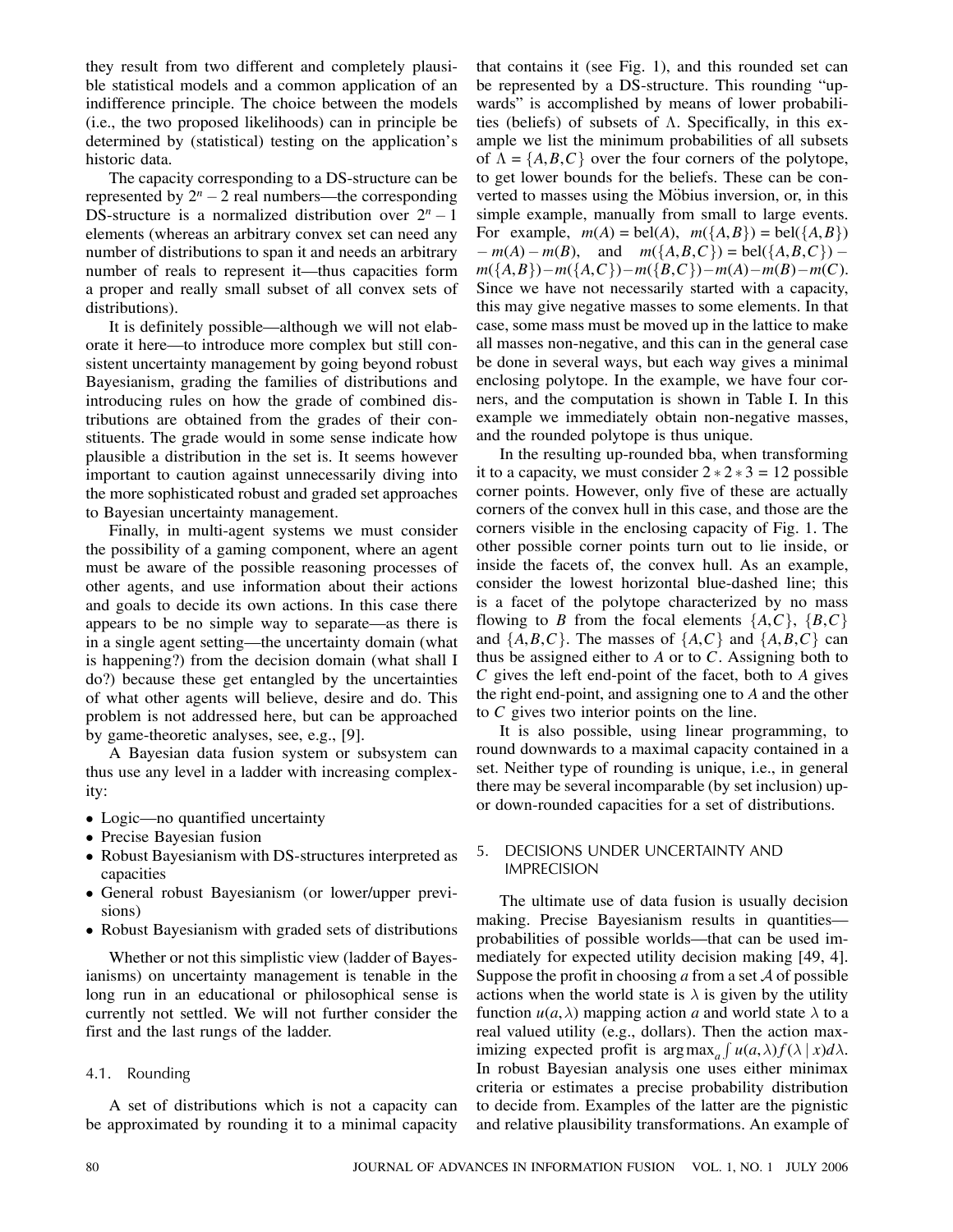they result from two different and completely plausible statistical models and a common application of an indifference principle. The choice between the models (i.e., the two proposed likelihoods) can in principle be determined by (statistical) testing on the application's historic data.

The capacity corresponding to a DS-structure can be represented by $2^n - 2$ real numbers—the corresponding DS-structure is a normalized distribution over $2^n - 1$ elements (whereas an arbitrary convex set can need any number of distributions to span it and needs an arbitrary number of reals to represent it—thus capacities form a proper and really small subset of all convex sets of distributions).

It is definitely possible—although we will not elaborate it here—to introduce more complex but still consistent uncertainty management by going beyond robust Bayesianism, grading the families of distributions and introducing rules on how the grade of combined distributions are obtained from the grades of their constituents. The grade would in some sense indicate how plausible a distribution in the set is. It seems however important to caution against unnecessarily diving into the more sophisticated robust and graded set approaches to Bayesian uncertainty management.

Finally, in multi-agent systems we must consider the possibility of a gaming component, where an agent must be aware of the possible reasoning processes of other agents, and use information about their actions and goals to decide its own actions. In this case there appears to be no simple way to separate—as there is in a single agent setting—the uncertainty domain (what is happening?) from the decision domain (what shall I do?) because these get entangled by the uncertainties of what other agents will believe, desire and do. This problem is not addressed here, but can be approached by game-theoretic analyses, see, e.g., [9].

A Bayesian data fusion system or subsystem can thus use any level in a ladder with increasing complexity:

- Logic—no quantified uncertainty
- Precise Bayesian fusion
- Robust Bayesianism with DS-structures interpreted as capacities
- General robust Bayesianism (or lower/upper previsions)
- Robust Bayesianism with graded sets of distributions

Whether or not this simplistic view (ladder of Bayesianisms) on uncertainty management is tenable in the long run in an educational or philosophical sense is currently not settled. We will not further consider the first and the last rungs of the ladder.

### 4.1. Rounding

A set of distributions which is not a capacity can be approximated by rounding it to a minimal capacity that contains it (see Fig. 1), and this rounded set can be represented by a DS-structure. This rounding "upwards" is accomplished by means of lower probabilities (beliefs) of subsets of $\Lambda$. Specifically, in this example we list the minimum probabilities of all subsets of $\Lambda = \{A,B,C\}$ over the four corners of the polytope, to get lower bounds for the beliefs. These can be converted to masses using the Möbius inversion, or, in this simple example, manually from small to large events. For example, $m(A) = \text{bel}(A)$, $m(\{A,B\}) = \text{bel}(\{A,B\}) - m(A) - m(B)$, and $m(\{A,B,C\}) = \text{bel}(\{A,B,C\}) - m(\{A,B\}) - m(\{A,C\}) - m(\{B,C\}) - m(A) - m(B) - m(C)$. Since we have not necessarily started with a capacity, this may give negative masses to some elements. In that case, some mass must be moved up in the lattice to make all masses non-negative, and this can in the general case be done in several ways, but each way gives a minimal enclosing polytope. In the example, we have four corners, and the computation is shown in Table I. In this example we immediately obtain non-negative masses, and the rounded polytope is thus unique.

In the resulting up-rounded bba, when transforming it to a capacity, we must consider $2 * 2 * 3 = 12$ possible corner points. However, only five of these are actually corners of the convex hull in this case, and those are the corners visible in the enclosing capacity of Fig. 1. The other possible corner points turn out to lie inside, or inside the facets of, the convex hull. As an example, consider the lowest horizontal blue-dashed line; this is a facet of the polytope characterized by no mass flowing to $B$ from the focal elements $\{A,C\}$, $\{B,C\}$ and $\{A,B,C\}$. The masses of $\{A,C\}$ and $\{A,B,C\}$ can thus be assigned either to $A$ or to $C$. Assigning both to $C$ gives the left end-point of the facet, both to $A$ gives the right end-point, and assigning one to $A$ and the other to $C$ gives two interior points on the line.

It is also possible, using linear programming, to round downwards to a maximal capacity contained in a set. Neither type of rounding is unique, i.e., in general there may be several incomparable (by set inclusion) up- or down-rounded capacities for a set of distributions.

## 5. DECISIONS UNDER UNCERTAINTY AND IMPRECISION

The ultimate use of data fusion is usually decision making. Precise Bayesianism results in quantities—probabilities of possible worlds—that can be used immediately for expected utility decision making [49, 4]. Suppose the profit in choosing $a$ from a set $\mathcal{A}$ of possible actions when the world state is $\lambda$ is given by the utility function $u(a,\lambda)$ mapping action $a$ and world state $\lambda$ to a real valued utility (e.g., dollars). Then the action maximizing expected profit is $\arg\max_a \int u(a,\lambda) f(\lambda \mid x) d\lambda$. In robust Bayesian analysis one uses either minimax criteria or estimates a precise probability distribution to decide from. Examples of the latter are the pignistic and relative plausibility transformations. An example of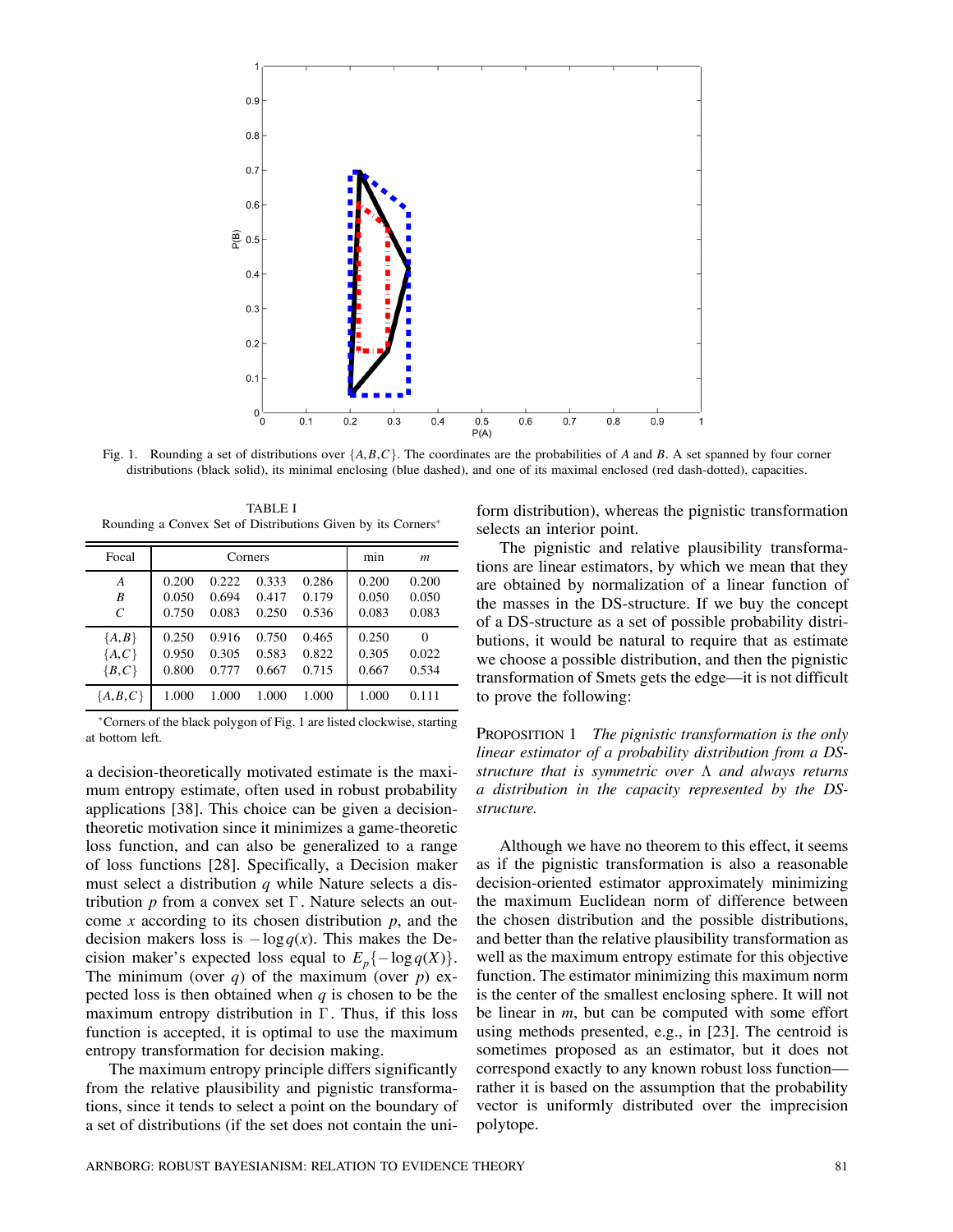Fig. 1. Rounding a set of distributions over $\{A,B,C\}$. The coordinates are the probabilities of $A$ and $B$. A set spanned by four corner distributions (black solid), its minimal enclosing (blue dashed), and one of its maximal enclosed (red dash-dotted), capacities.

TABLE I
Rounding a Convex Set of Distributions Given by its Corners*

| Focal | Corners | | | | min | $m$ |
|---|---|---|---|---|---|---|
| $A$ | 0.200 | 0.222 | 0.333 | 0.286 | 0.200 | 0.200 |
| $B$ | 0.050 | 0.694 | 0.417 | 0.179 | 0.050 | 0.050 |
| $C$ | 0.750 | 0.083 | 0.250 | 0.536 | 0.083 | 0.083 |
| $\{A,B\}$ | 0.250 | 0.916 | 0.750 | 0.465 | 0.250 | 0 |
| $\{A,C\}$ | 0.950 | 0.305 | 0.583 | 0.822 | 0.305 | 0.022 |
| $\{B,C\}$ | 0.800 | 0.777 | 0.667 | 0.715 | 0.667 | 0.534 |
| $\{A,B,C\}$ | 1.000 | 1.000 | 1.000 | 1.000 | 1.000 | 0.111 |

*Corners of the black polygon of Fig. 1 are listed clockwise, starting at bottom left.

a decision-theoretically motivated estimate is the maximum entropy estimate, often used in robust probability applications [38]. This choice can be given a decision-theoretic motivation since it minimizes a game-theoretic loss function, and can also be generalized to a range of loss functions [28]. Specifically, a Decision maker must select a distribution $q$ while Nature selects a distribution $p$ from a convex set $\Gamma$. Nature selects an outcome $x$ according to its chosen distribution $p$, and the decision makers loss is $-\log q(x)$. This makes the Decision maker's expected loss equal to $E_p\{-\log q(X)\}$. The minimum (over $q$) of the maximum (over $p$) expected loss is then obtained when $q$ is chosen to be the maximum entropy distribution in $\Gamma$. Thus, if this loss function is accepted, it is optimal to use the maximum entropy transformation for decision making.

The maximum entropy principle differs significantly from the relative plausibility and pignistic transformations, since it tends to select a point on the boundary of a set of distributions (if the set does not contain the uniform distribution), whereas the pignistic transformation selects an interior point.

The pignistic and relative plausibility transformations are linear estimators, by which we mean that they are obtained by normalization of a linear function of the masses in the DS-structure. If we buy the concept of a DS-structure as a set of possible probability distributions, it would be natural to require that as estimate we choose a possible distribution, and then the pignistic transformation of Smets gets the edge—it is not difficult to prove the following:

PROPOSITION 1 *The pignistic transformation is the only linear estimator of a probability distribution from a DS-structure that is symmetric over $\Lambda$ and always returns a distribution in the capacity represented by the DS-structure.*

Although we have no theorem to this effect, it seems as if the pignistic transformation is also a reasonable decision-oriented estimator approximately minimizing the maximum Euclidean norm of difference between the chosen distribution and the possible distributions, and better than the relative plausibility transformation as well as the maximum entropy estimate for this objective function. The estimator minimizing this maximum norm is the center of the smallest enclosing sphere. It will not be linear in $m$, but can be computed with some effort using methods presented, e.g., in [23]. The centroid is sometimes proposed as an estimator, but it does not correspond exactly to any known robust loss function—rather it is based on the assumption that the probability vector is uniformly distributed over the imprecision polytope.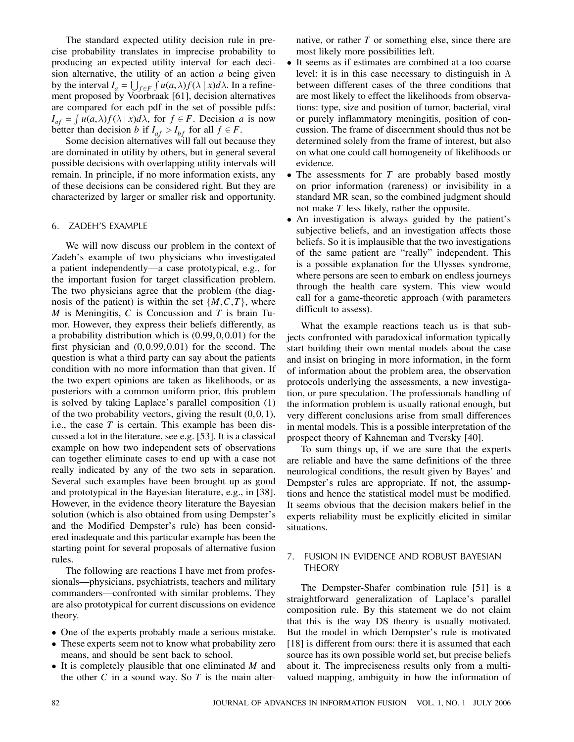The standard expected utility decision rule in precise probability translates in imprecise probability to producing an expected utility interval for each decision alternative, the utility of an action $a$ being given by the interval $I_a = \bigcup_{f \in F} \int u(a,\lambda) f(\lambda \mid x) d\lambda$. In a refinement proposed by Voorbraak [61], decision alternatives are compared for each pdf in the set of possible pdfs: $I_{af} = \int u(a,\lambda) f(\lambda \mid x) d\lambda$, for $f \in F$. Decision $a$ is now better than decision $b$ if $I_{af} > I_{bf}$ for all $f \in F$.

Some decision alternatives will fall out because they are dominated in utility by others, but in general several possible decisions with overlapping utility intervals will remain. In principle, if no more information exists, any of these decisions can be considered right. But they are characterized by larger or smaller risk and opportunity.

## 6. ZADEH'S EXAMPLE

We will now discuss our problem in the context of Zadeh's example of two physicians who investigated a patient independently—a case prototypical, e.g., for the important fusion for target classification problem. The two physicians agree that the problem (the diagnosis of the patient) is within the set $\{M,C,T\}$, where $M$ is Meningitis, $C$ is Concussion and $T$ is brain Tumor. However, they express their beliefs differently, as a probability distribution which is $(0.99,0,0.01)$ for the first physician and $(0,0.99,0.01)$ for the second. The question is what a third party can say about the patients condition with no more information than that given. If the two expert opinions are taken as likelihoods, or as posteriors with a common uniform prior, this problem is solved by taking Laplace's parallel composition (1) of the two probability vectors, giving the result $(0,0,1)$, i.e., the case $T$ is certain. This example has been discussed a lot in the literature, see e.g. [53]. It is a classical example on how two independent sets of observations can together eliminate cases to end up with a case not really indicated by any of the two sets in separation. Several such examples have been brought up as good and prototypical in the Bayesian literature, e.g., in [38]. However, in the evidence theory literature the Bayesian solution (which is also obtained from using Dempster's and the Modified Dempster's rule) has been considered inadequate and this particular example has been the starting point for several proposals of alternative fusion rules.

The following are reactions I have met from professionals—physicians, psychiatrists, teachers and military commanders—confronted with similar problems. They are also prototypical for current discussions on evidence theory.

- One of the experts probably made a serious mistake.
- These experts seem not to know what probability zero means, and should be sent back to school.
- It is completely plausible that one eliminated $M$ and the other $C$ in a sound way. So $T$ is the main alternative, or rather $T$ or something else, since there are most likely more possibilities left.
- It seems as if estimates are combined at a too coarse level: it is in this case necessary to distinguish in $\Lambda$ between different cases of the three conditions that are most likely to effect the likelihoods from observations: type, size and position of tumor, bacterial, viral or purely inflammatory meningitis, position of concussion. The frame of discernment should thus not be determined solely from the frame of interest, but also on what one could call homogeneity of likelihoods or evidence.
- The assessments for $T$ are probably based mostly on prior information (rareness) or invisibility in a standard MR scan, so the combined judgment should not make $T$ less likely, rather the opposite.
- An investigation is always guided by the patient's subjective beliefs, and an investigation affects those beliefs. So it is implausible that the two investigations of the same patient are "really" independent. This is a possible explanation for the Ulysses syndrome, where persons are seen to embark on endless journeys through the health care system. This view would call for a game-theoretic approach (with parameters difficult to assess).

What the example reactions teach us is that subjects confronted with paradoxical information typically start building their own mental models about the case and insist on bringing in more information, in the form of information about the problem area, the observation protocols underlying the assessments, a new investigation, or pure speculation. The professionals handling of the information problem is usually rational enough, but very different conclusions arise from small differences in mental models. This is a possible interpretation of the prospect theory of Kahneman and Tversky [40].

To sum things up, if we are sure that the experts are reliable and have the same definitions of the three neurological conditions, the result given by Bayes' and Dempster's rules are appropriate. If not, the assumptions and hence the statistical model must be modified. It seems obvious that the decision makers belief in the experts reliability must be explicitly elicited in similar situations.

## 7. FUSION IN EVIDENCE AND ROBUST BAYESIAN THEORY

The Dempster-Shafer combination rule [51] is a straightforward generalization of Laplace's parallel composition rule. By this statement we do not claim that this is the way DS theory is usually motivated. But the model in which Dempster's rule is motivated [18] is different from ours: there it is assumed that each source has its own possible world set, but precise beliefs about it. The impreciseness results only from a multi-valued mapping, ambiguity in how the information of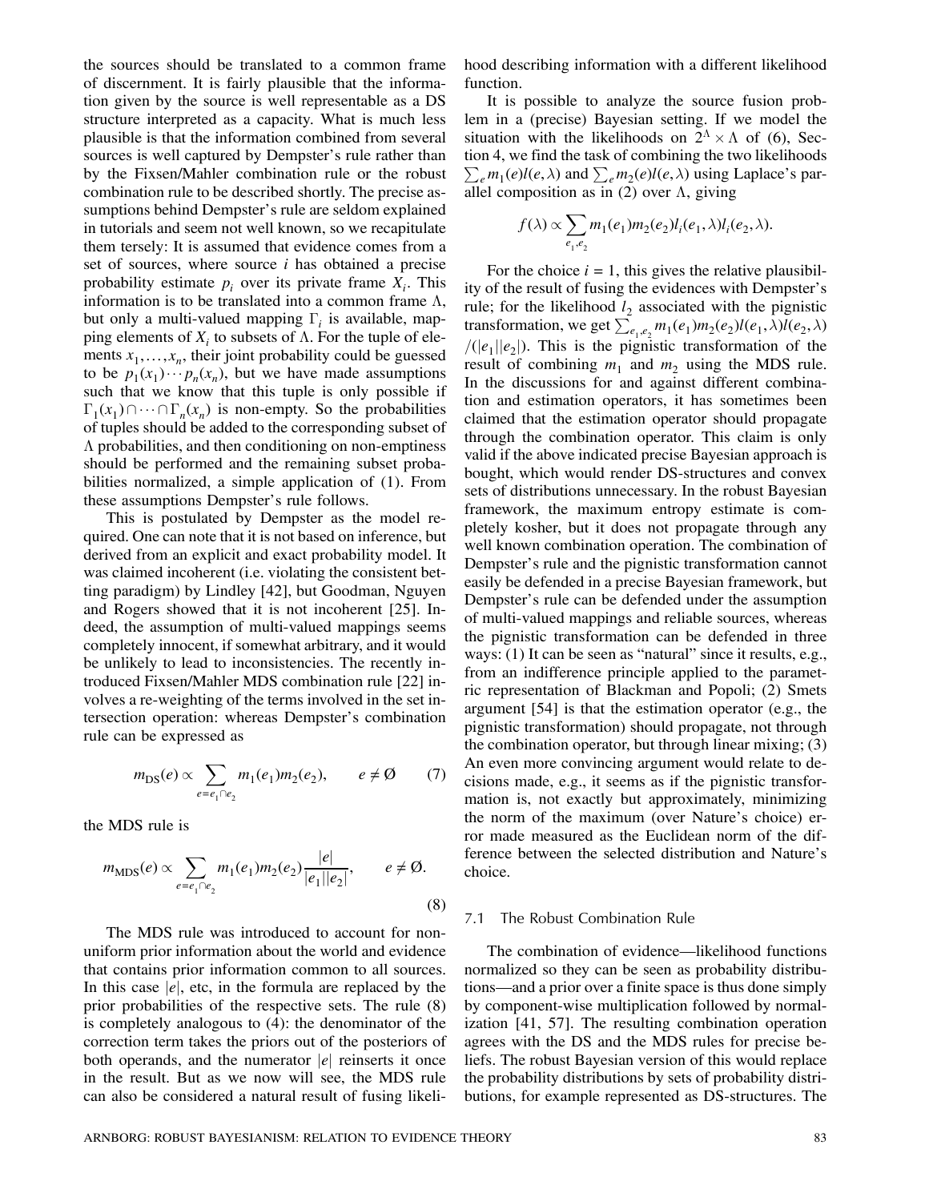the sources should be translated to a common frame of discernment. It is fairly plausible that the information given by the source is well representable as a DS structure interpreted as a capacity. What is much less plausible is that the information combined from several sources is well captured by Dempster's rule rather than by the Fixsen/Mahler combination rule or the robust combination rule to be described shortly. The precise assumptions behind Dempster's rule are seldom explained in tutorials and seem not well known, so we recapitulate them tersely: It is assumed that evidence comes from a set of sources, where source $i$ has obtained a precise probability estimate $p_i$ over its private frame $X_i$. This information is to be translated into a common frame $\Lambda$, but only a multi-valued mapping $\Gamma_i$ is available, mapping elements of $X_i$ to subsets of $\Lambda$. For the tuple of elements $x_1,\ldots,x_n$, their joint probability could be guessed to be $p_1(x_1)\cdots p_n(x_n)$, but we have made assumptions such that we know that this tuple is only possible if $\Gamma_1(x_1)\cap\cdots\cap\Gamma_n(x_n)$ is non-empty. So the probabilities of tuples should be added to the corresponding subset of $\Lambda$ probabilities, and then conditioning on non-emptiness should be performed and the remaining subset probabilities normalized, a simple application of (1). From these assumptions Dempster's rule follows.

This is postulated by Dempster as the model required. One can note that it is not based on inference, but derived from an explicit and exact probability model. It was claimed incoherent (i.e. violating the consistent betting paradigm) by Lindley [42], but Goodman, Nguyen and Rogers showed that it is not incoherent [25]. Indeed, the assumption of multi-valued mappings seems completely innocent, if somewhat arbitrary, and it would be unlikely to lead to inconsistencies. The recently introduced Fixsen/Mahler MDS combination rule [22] involves a re-weighting of the terms involved in the set intersection operation: whereas Dempster's combination rule can be expressed as

$$m_{\mathrm{DS}}(e) \propto \sum_{e=e_1\cap e_2} m_1(e_1)m_2(e_2), \qquad e \neq \emptyset \tag{7}$$

the MDS rule is

$$m_{\mathrm{MDS}}(e) \propto \sum_{e=e_1\cap e_2} m_1(e_1)m_2(e_2)\frac{|e|}{|e_1||e_2|}, \qquad e \neq \emptyset. \tag{8}$$

The MDS rule was introduced to account for non-uniform prior information about the world and evidence that contains prior information common to all sources. In this case $|e|$, etc, in the formula are replaced by the prior probabilities of the respective sets. The rule (8) is completely analogous to (4): the denominator of the correction term takes the priors out of the posteriors of both operands, and the numerator $|e|$ reinserts it once in the result. But as we now will see, the MDS rule can also be considered a natural result of fusing likelihood describing information with a different likelihood function.

It is possible to analyze the source fusion problem in a (precise) Bayesian setting. If we model the situation with the likelihoods on $2^\Lambda \times \Lambda$ of (6), Section 4, we find the task of combining the two likelihoods $\sum_e m_1(e)l(e,\lambda)$ and $\sum_e m_2(e)l(e,\lambda)$ using Laplace's parallel composition as in (2) over $\Lambda$, giving

$$f(\lambda) \propto \sum_{e_1,e_2} m_1(e_1)m_2(e_2)l_i(e_1,\lambda)l_i(e_2,\lambda).$$

For the choice $i = 1$, this gives the relative plausibility of the result of fusing the evidences with Dempster's rule; for the likelihood $l_2$ associated with the pignistic transformation, we get $\sum_{e_1,e_2} m_1(e_1)m_2(e_2)l(e_1,\lambda)l(e_2,\lambda)/(|e_1||e_2|)$. This is the pignistic transformation of the result of combining $m_1$ and $m_2$ using the MDS rule. In the discussions for and against different combination and estimation operators, it has sometimes been claimed that the estimation operator should propagate through the combination operator. This claim is only valid if the above indicated precise Bayesian approach is bought, which would render DS-structures and convex sets of distributions unnecessary. In the robust Bayesian framework, the maximum entropy estimate is completely kosher, but it does not propagate through any well known combination operation. The combination of Dempster's rule and the pignistic transformation cannot easily be defended in a precise Bayesian framework, but Dempster's rule can be defended under the assumption of multi-valued mappings and reliable sources, whereas the pignistic transformation can be defended in three ways: (1) It can be seen as "natural" since it results, e.g., from an indifference principle applied to the parametric representation of Blackman and Popoli; (2) Smets argument [54] is that the estimation operator (e.g., the pignistic transformation) should propagate, not through the combination operator, but through linear mixing; (3) An even more convincing argument would relate to decisions made, e.g., it seems as if the pignistic transformation is, not exactly but approximately, minimizing the norm of the maximum (over Nature's choice) error made measured as the Euclidean norm of the difference between the selected distribution and Nature's choice.

### 7.1 The Robust Combination Rule

The combination of evidence—likelihood functions normalized so they can be seen as probability distributions—and a prior over a finite space is thus done simply by component-wise multiplication followed by normalization [41, 57]. The resulting combination operation agrees with the DS and the MDS rules for precise beliefs. The robust Bayesian version of this would replace the probability distributions by sets of probability distributions, for example represented as DS-structures. The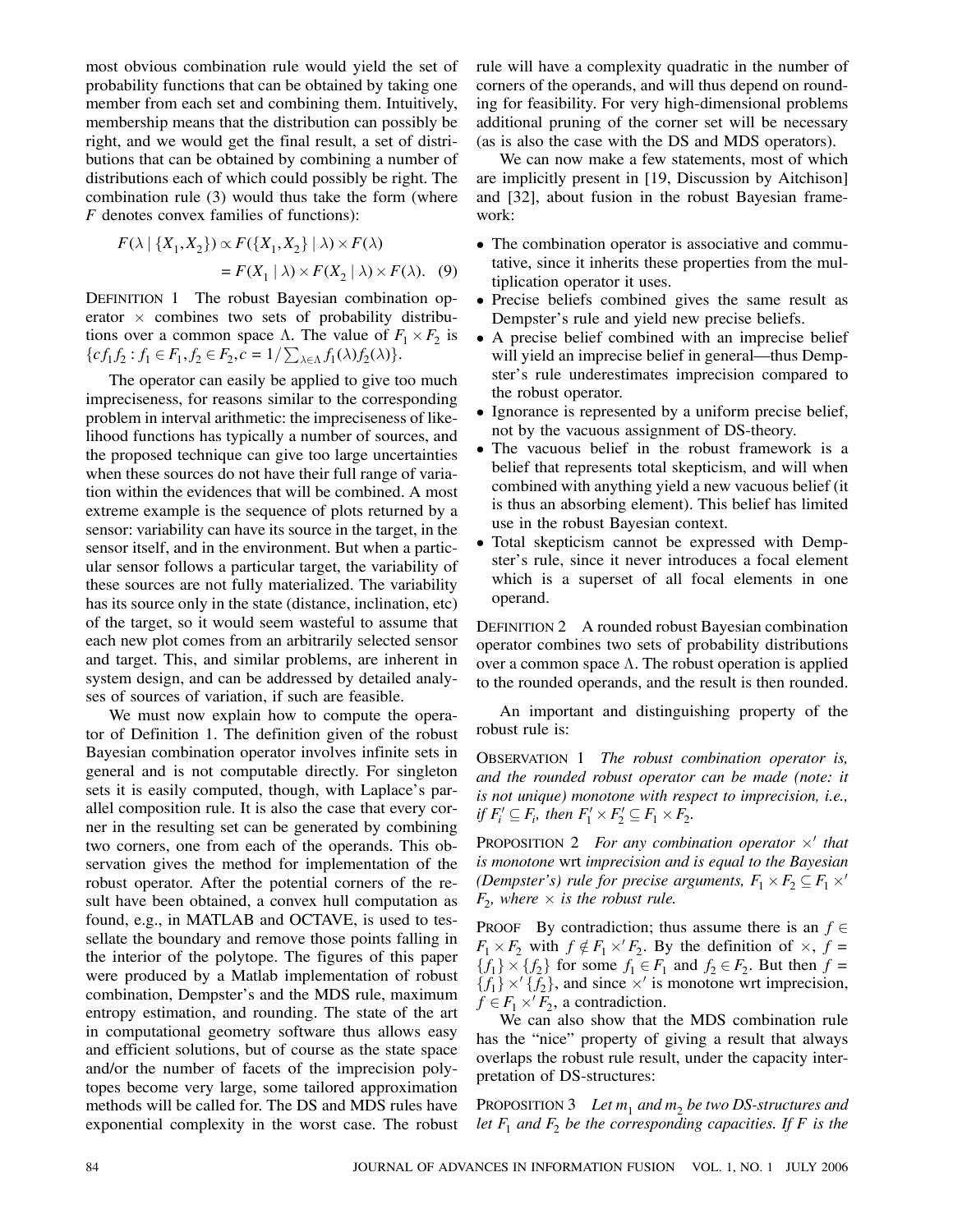most obvious combination rule would yield the set of probability functions that can be obtained by taking one member from each set and combining them. Intuitively, membership means that the distribution can possibly be right, and we would get the final result, a set of distributions that can be obtained by combining a number of distributions each of which could possibly be right. The combination rule (3) would thus take the form (where $F$ denotes convex families of functions):

$$F(\lambda \mid \{X_1, X_2\}) \propto F(\{X_1, X_2\} \mid \lambda) \times F(\lambda)$$
$$= F(X_1 \mid \lambda) \times F(X_2 \mid \lambda) \times F(\lambda). \quad (9)$$

DEFINITION 1 The robust Bayesian combination operator $\times$ combines two sets of probability distributions over a common space $\Lambda$. The value of $F_1 \times F_2$ is $\{cf_1 f_2 : f_1 \in F_1, f_2 \in F_2, c = 1/\sum_{\lambda \in \Lambda} f_1(\lambda) f_2(\lambda)\}$.

The operator can easily be applied to give too much impreciseness, for reasons similar to the corresponding problem in interval arithmetic: the impreciseness of likelihood functions has typically a number of sources, and the proposed technique can give too large uncertainties when these sources do not have their full range of variation within the evidences that will be combined. A most extreme example is the sequence of plots returned by a sensor: variability can have its source in the target, in the sensor itself, and in the environment. But when a particular sensor follows a particular target, the variability of these sources are not fully materialized. The variability has its source only in the state (distance, inclination, etc) of the target, so it would seem wasteful to assume that each new plot comes from an arbitrarily selected sensor and target. This, and similar problems, are inherent in system design, and can be addressed by detailed analyses of sources of variation, if such are feasible.

We must now explain how to compute the operator of Definition 1. The definition given of the robust Bayesian combination operator involves infinite sets in general and is not computable directly. For singleton sets it is easily computed, though, with Laplace's parallel composition rule. It is also the case that every corner in the resulting set can be generated by combining two corners, one from each of the operands. This observation gives the method for implementation of the robust operator. After the potential corners of the result have been obtained, a convex hull computation as found, e.g., in MATLAB and OCTAVE, is used to tessellate the boundary and remove those points falling in the interior of the polytope. The figures of this paper were produced by a Matlab implementation of robust combination, Dempster's and the MDS rule, maximum entropy estimation, and rounding. The state of the art in computational geometry software thus allows easy and efficient solutions, but of course as the state space and/or the number of facets of the imprecision polytopes become very large, some tailored approximation methods will be called for. The DS and MDS rules have exponential complexity in the worst case. The robust rule will have a complexity quadratic in the number of corners of the operands, and will thus depend on rounding for feasibility. For very high-dimensional problems additional pruning of the corner set will be necessary (as is also the case with the DS and MDS operators).

We can now make a few statements, most of which are implicitly present in [19, Discussion by Aitchison] and [32], about fusion in the robust Bayesian framework:

- The combination operator is associative and commutative, since it inherits these properties from the multiplication operator it uses.
- Precise beliefs combined gives the same result as Dempster's rule and yield new precise beliefs.
- A precise belief combined with an imprecise belief will yield an imprecise belief in general—thus Dempster's rule underestimates imprecision compared to the robust operator.
- Ignorance is represented by a uniform precise belief, not by the vacuous assignment of DS-theory.
- The vacuous belief in the robust framework is a belief that represents total skepticism, and will when combined with anything yield a new vacuous belief (it is thus an absorbing element). This belief has limited use in the robust Bayesian context.
- Total skepticism cannot be expressed with Dempster's rule, since it never introduces a focal element which is a superset of all focal elements in one operand.

DEFINITION 2 A rounded robust Bayesian combination operator combines two sets of probability distributions over a common space $\Lambda$. The robust operation is applied to the rounded operands, and the result is then rounded.

An important and distinguishing property of the robust rule is:

OBSERVATION 1 *The robust combination operator is, and the rounded robust operator can be made (note: it is not unique) monotone with respect to imprecision, i.e., if $F_i' \subseteq F_i$, then $F_1' \times F_2' \subseteq F_1 \times F_2$.*

PROPOSITION 2 *For any combination operator $\times'$ that is monotone* wrt *imprecision and is equal to the Bayesian (Dempster's) rule for precise arguments, $F_1 \times F_2 \subseteq F_1 \times' F_2$, where $\times$ is the robust rule.*

PROOF By contradiction; thus assume there is an $f \in F_1 \times F_2$ with $f \notin F_1 \times' F_2$. By the definition of $\times$, $f = \{f_1\} \times \{f_2\}$ for some $f_1 \in F_1$ and $f_2 \in F_2$. But then $f = \{f_1\} \times' \{f_2\}$, and since $\times'$ is monotone wrt imprecision, $f \in F_1 \times' F_2$, a contradiction.

We can also show that the MDS combination rule has the "nice" property of giving a result that always overlaps the robust rule result, under the capacity interpretation of DS-structures:

PROPOSITION 3 *Let $m_1$ and $m_2$ be two DS-structures and let $F_1$ and $F_2$ be the corresponding capacities. If $F$ is the*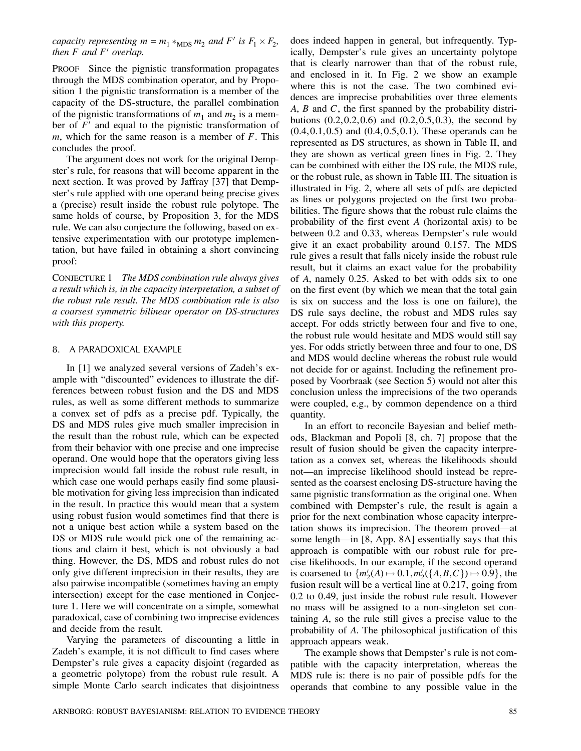*capacity representing $m = m_1 *_{\text{MDS}} m_2$ and $F'$ is $F_1 \times F_2$, then $F$ and $F'$ overlap.*

PROOF Since the pignistic transformation propagates through the MDS combination operator, and by Proposition 1 the pignistic transformation is a member of the capacity of the DS-structure, the parallel combination of the pignistic transformations of $m_1$ and $m_2$ is a member of $F'$ and equal to the pignistic transformation of $m$, which for the same reason is a member of $F$. This concludes the proof.

The argument does not work for the original Dempster's rule, for reasons that will become apparent in the next section. It was proved by Jaffray [37] that Dempster's rule applied with one operand being precise gives a (precise) result inside the robust rule polytope. The same holds of course, by Proposition 3, for the MDS rule. We can also conjecture the following, based on extensive experimentation with our prototype implementation, but have failed in obtaining a short convincing proof:

CONJECTURE 1 *The MDS combination rule always gives a result which is, in the capacity interpretation, a subset of the robust rule result. The MDS combination rule is also a coarsest symmetric bilinear operator on DS-structures with this property.*

## 8. A PARADOXICAL EXAMPLE

In [1] we analyzed several versions of Zadeh's example with "discounted" evidences to illustrate the differences between robust fusion and the DS and MDS rules, as well as some different methods to summarize a convex set of pdfs as a precise pdf. Typically, the DS and MDS rules give much smaller imprecision in the result than the robust rule, which can be expected from their behavior with one precise and one imprecise operand. One would hope that the operators giving less imprecision would fall inside the robust rule result, in which case one would perhaps easily find some plausible motivation for giving less imprecision than indicated in the result. In practice this would mean that a system using robust fusion would sometimes find that there is not a unique best action while a system based on the DS or MDS rule would pick one of the remaining actions and claim it best, which is not obviously a bad thing. However, the DS, MDS and robust rules do not only give different imprecision in their results, they are also pairwise incompatible (sometimes having an empty intersection) except for the case mentioned in Conjecture 1. Here we will concentrate on a simple, somewhat paradoxical, case of combining two imprecise evidences and decide from the result.

Varying the parameters of discounting a little in Zadeh's example, it is not difficult to find cases where Dempster's rule gives a capacity disjoint (regarded as a geometric polytope) from the robust rule result. A simple Monte Carlo search indicates that disjointness does indeed happen in general, but infrequently. Typically, Dempster's rule gives an uncertainty polytope that is clearly narrower than that of the robust rule, and enclosed in it. In Fig. 2 we show an example where this is not the case. The two combined evidences are imprecise probabilities over three elements $A$, $B$ and $C$, the first spanned by the probability distributions $(0.2, 0.2, 0.6)$ and $(0.2, 0.5, 0.3)$, the second by $(0.4, 0.1, 0.5)$ and $(0.4, 0.5, 0.1)$. These operands can be represented as DS structures, as shown in Table II, and they are shown as vertical green lines in Fig. 2. They can be combined with either the DS rule, the MDS rule, or the robust rule, as shown in Table III. The situation is illustrated in Fig. 2, where all sets of pdfs are depicted as lines or polygons projected on the first two probabilities. The figure shows that the robust rule claims the probability of the first event $A$ (horizontal axis) to be between 0.2 and 0.33, whereas Dempster's rule would give it an exact probability around 0.157. The MDS rule gives a result that falls nicely inside the robust rule result, but it claims an exact value for the probability of $A$, namely 0.25. Asked to bet with odds six to one on the first event (by which we mean that the total gain is six on success and the loss is one on failure), the DS rule says decline, the robust and MDS rules say accept. For odds strictly between four and five to one, the robust rule would hesitate and MDS would still say yes. For odds strictly between three and four to one, DS and MDS would decline whereas the robust rule would not decide for or against. Including the refinement proposed by Voorbraak (see Section 5) would not alter this conclusion unless the imprecisions of the two operands were coupled, e.g., by common dependence on a third quantity.

In an effort to reconcile Bayesian and belief methods, Blackman and Popoli [8, ch. 7] propose that the result of fusion should be given the capacity interpretation as a convex set, whereas the likelihoods should not—an imprecise likelihood should instead be represented as the coarsest enclosing DS-structure having the same pignistic transformation as the original one. When combined with Dempster's rule, the result is again a prior for the next combination whose capacity interpretation shows its imprecision. The theorem proved—at some length—in [8, App. 8A] essentially says that this approach is compatible with our robust rule for precise likelihoods. In our example, if the second operand is coarsened to $\{m_2'(A) \mapsto 0.1, m_2'(\{A,B,C\}) \mapsto 0.9\}$, the fusion result will be a vertical line at 0.217, going from 0.2 to 0.49, just inside the robust rule result. However no mass will be assigned to a non-singleton set containing $A$, so the rule still gives a precise value to the probability of $A$. The philosophical justification of this approach appears weak.

The example shows that Dempster's rule is not compatible with the capacity interpretation, whereas the MDS rule is: there is no pair of possible pdfs for the operands that combine to any possible value in the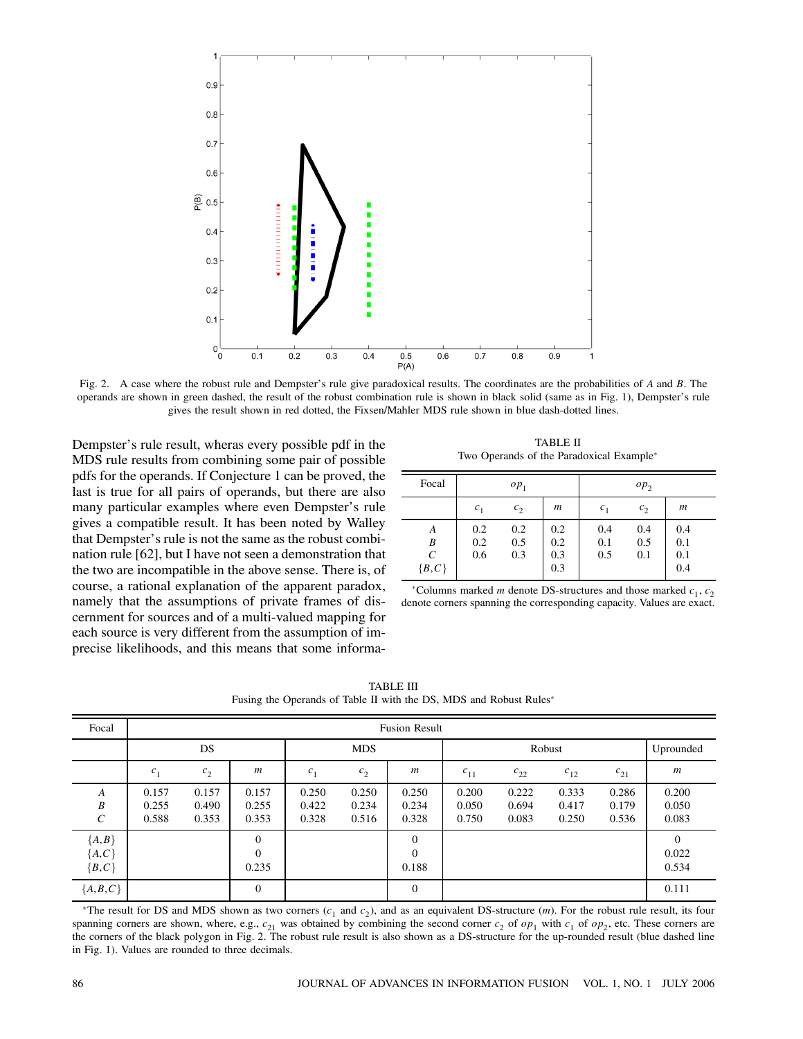Fig. 2. A case where the robust rule and Dempster's rule give paradoxical results. The coordinates are the probabilities of $A$ and $B$. The operands are shown in green dashed, the result of the robust combination rule is shown in black solid (same as in Fig. 1), Dempster's rule gives the result shown in red dotted, the Fixsen/Mahler MDS rule shown in blue dash-dotted lines.

Dempster's rule result, wheras every possible pdf in the MDS rule results from combining some pair of possible pdfs for the operands. If Conjecture 1 can be proved, the last is true for all pairs of operands, but there are also many particular examples where even Dempster's rule gives a compatible result. It has been noted by Walley that Dempster's rule is not the same as the robust combination rule [62], but I have not seen a demonstration that the two are incompatible in the above sense. There is, of course, a rational explanation of the apparent paradox, namely that the assumptions of private frames of discernment for sources and of a multi-valued mapping for each source is very different from the assumption of imprecise likelihoods, and this means that some informa-

TABLE II
Two Operands of the Paradoxical Example*

| Focal | $op_1$ | | | $op_2$ | | |
|---|---|---|---|---|---|---|
| | $c_1$ | $c_2$ | $m$ | $c_1$ | $c_2$ | $m$ |
| $A$ | 0.2 | 0.2 | 0.2 | 0.4 | 0.4 | 0.4 |
| $B$ | 0.2 | 0.5 | 0.2 | 0.1 | 0.5 | 0.1 |
| $C$ | 0.6 | 0.3 | 0.3 | 0.5 | 0.1 | 0.1 |
| $\{B,C\}$ | | | 0.3 | | | 0.4 |

*Columns marked $m$ denote DS-structures and those marked $c_1$, $c_2$ denote corners spanning the corresponding capacity. Values are exact.

TABLE III
Fusing the Operands of Table II with the DS, MDS and Robust Rules*

| Focal | Fusion Result | | | | | | | | | | |
|---|---|---|---|---|---|---|---|---|---|---|---|
| | DS | | | MDS | | | Robust | | | | Uprounded |
| | $c_1$ | $c_2$ | $m$ | $c_1$ | $c_2$ | $m$ | $c_{11}$ | $c_{22}$ | $c_{12}$ | $c_{21}$ | $m$ |
| $A$ | 0.157 | 0.157 | 0.157 | 0.250 | 0.250 | 0.250 | 0.200 | 0.222 | 0.333 | 0.286 | 0.200 |
| $B$ | 0.255 | 0.490 | 0.255 | 0.422 | 0.234 | 0.234 | 0.050 | 0.694 | 0.417 | 0.179 | 0.050 |
| $C$ | 0.588 | 0.353 | 0.353 | 0.328 | 0.516 | 0.328 | 0.750 | 0.083 | 0.250 | 0.536 | 0.083 |
| $\{A,B\}$ | | | 0 | | | 0 | | | | | 0 |
| $\{A,C\}$ | | | 0 | | | 0 | | | | | 0.022 |
| $\{B,C\}$ | | | 0.235 | | | 0.188 | | | | | 0.534 |
| $\{A,B,C\}$ | | | 0 | | | 0 | | | | | 0.111 |

*The result for DS and MDS shown as two corners ($c_1$ and $c_2$), and as an equivalent DS-structure ($m$). For the robust rule result, its four spanning corners are shown, where, e.g., $c_{21}$ was obtained by combining the second corner $c_2$ of $op_1$ with $c_1$ of $op_2$, etc. These corners are the corners of the black polygon in Fig. 2. The robust rule result is also shown as a DS-structure for the up-rounded result (blue dashed line in Fig. 1). Values are rounded to three decimals.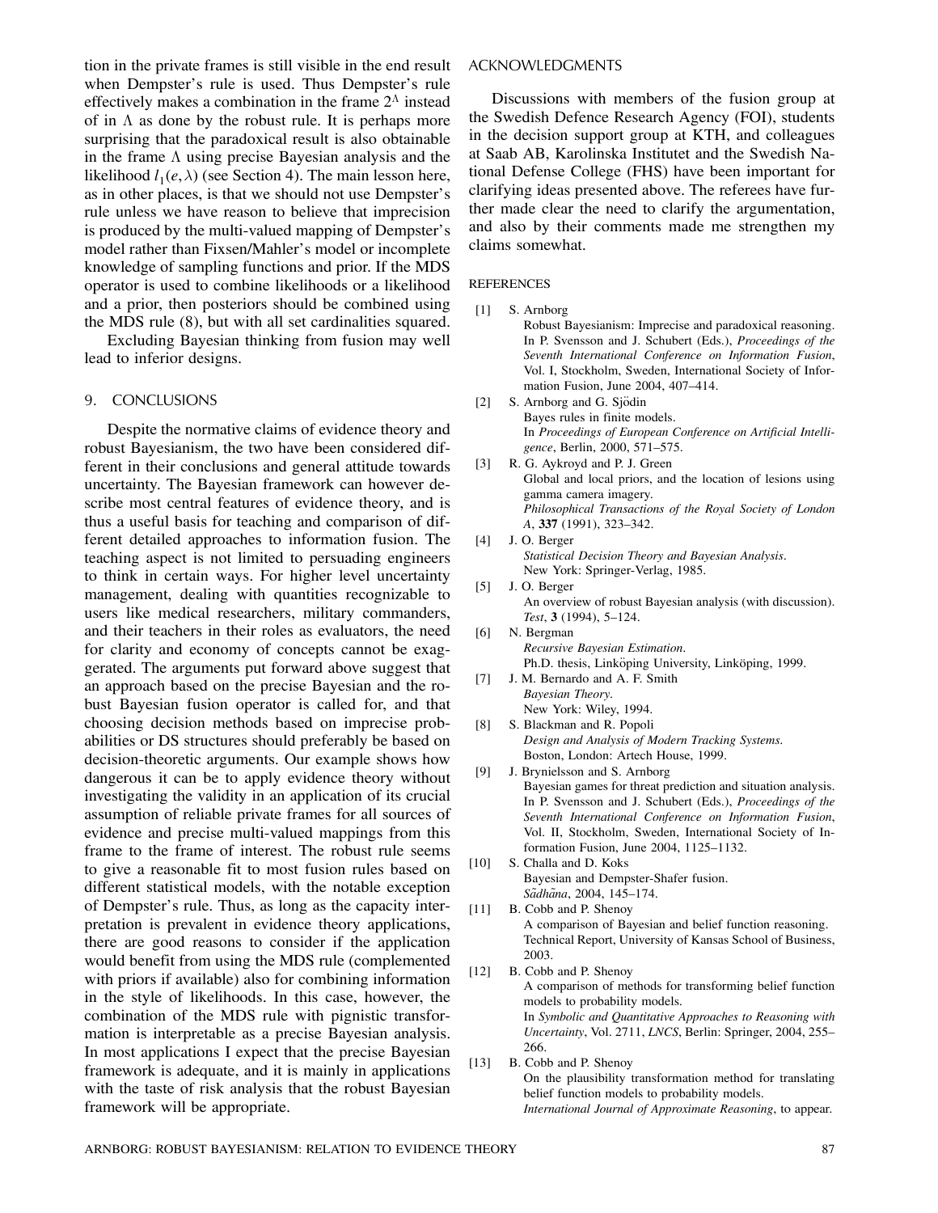tion in the private frames is still visible in the end result when Dempster's rule is used. Thus Dempster's rule effectively makes a combination in the frame $2^\Lambda$ instead of in $\Lambda$ as done by the robust rule. It is perhaps more surprising that the paradoxical result is also obtainable in the frame $\Lambda$ using precise Bayesian analysis and the likelihood $l_1(e,\lambda)$ (see Section 4). The main lesson here, as in other places, is that we should not use Dempster's rule unless we have reason to believe that imprecision is produced by the multi-valued mapping of Dempster's model rather than Fixsen/Mahler's model or incomplete knowledge of sampling functions and prior. If the MDS operator is used to combine likelihoods or a likelihood and a prior, then posteriors should be combined using the MDS rule (8), but with all set cardinalities squared.

Excluding Bayesian thinking from fusion may well lead to inferior designs.

## 9. CONCLUSIONS

Despite the normative claims of evidence theory and robust Bayesianism, the two have been considered different in their conclusions and general attitude towards uncertainty. The Bayesian framework can however describe most central features of evidence theory, and is thus a useful basis for teaching and comparison of different detailed approaches to information fusion. The teaching aspect is not limited to persuading engineers to think in certain ways. For higher level uncertainty management, dealing with quantities recognizable to users like medical researchers, military commanders, and their teachers in their roles as evaluators, the need for clarity and economy of concepts cannot be exaggerated. The arguments put forward above suggest that an approach based on the precise Bayesian and the robust Bayesian fusion operator is called for, and that choosing decision methods based on imprecise probabilities or DS structures should preferably be based on decision-theoretic arguments. Our example shows how dangerous it can be to apply evidence theory without investigating the validity in an application of its crucial assumption of reliable private frames for all sources of evidence and precise multi-valued mappings from this frame to the frame of interest. The robust rule seems to give a reasonable fit to most fusion rules based on different statistical models, with the notable exception of Dempster's rule. Thus, as long as the capacity interpretation is prevalent in evidence theory applications, there are good reasons to consider if the application would benefit from using the MDS rule (complemented with priors if available) also for combining information in the style of likelihoods. In this case, however, the combination of the MDS rule with pignistic transformation is interpretable as a precise Bayesian analysis. In most applications I expect that the precise Bayesian framework is adequate, and it is mainly in applications with the taste of risk analysis that the robust Bayesian framework will be appropriate.

## ACKNOWLEDGMENTS

Discussions with members of the fusion group at the Swedish Defence Research Agency (FOI), students in the decision support group at KTH, and colleagues at Saab AB, Karolinska Institutet and the Swedish National Defense College (FHS) have been important for clarifying ideas presented above. The referees have further made clear the need to clarify the argumentation, and also by their comments made me strengthen my claims somewhat.

## REFERENCES

[1] S. Arnborg
Robust Bayesianism: Imprecise and paradoxical reasoning. In P. Svensson and J. Schubert (Eds.), *Proceedings of the Seventh International Conference on Information Fusion*, Vol. I, Stockholm, Sweden, International Society of Information Fusion, June 2004, 407–414.

[2] S. Arnborg and G. Sjödin
Bayes rules in finite models. In *Proceedings of European Conference on Artificial Intelligence*, Berlin, 2000, 571–575.

[3] R. G. Aykroyd and P. J. Green
Global and local priors, and the location of lesions using gamma camera imagery. *Philosophical Transactions of the Royal Society of London A*, **337** (1991), 323–342.

[4] J. O. Berger
*Statistical Decision Theory and Bayesian Analysis*. New York: Springer-Verlag, 1985.

[5] J. O. Berger
An overview of robust Bayesian analysis (with discussion). *Test*, **3** (1994), 5–124.

[6] N. Bergman
*Recursive Bayesian Estimation*. Ph.D. thesis, Linköping University, Linköping, 1999.

[7] J. M. Bernardo and A. F. Smith
*Bayesian Theory*. New York: Wiley, 1994.

[8] S. Blackman and R. Popoli
*Design and Analysis of Modern Tracking Systems*. Boston, London: Artech House, 1999.

[9] J. Brynielsson and S. Arnborg
Bayesian games for threat prediction and situation analysis. In P. Svensson and J. Schubert (Eds.), *Proceedings of the Seventh International Conference on Information Fusion*, Vol. II, Stockholm, Sweden, International Society of Information Fusion, June 2004, 1125–1132.

[10] S. Challa and D. Koks
Bayesian and Dempster-Shafer fusion. *Sãdhãna*, 2004, 145–174.

[11] B. Cobb and P. Shenoy
A comparison of Bayesian and belief function reasoning. Technical Report, University of Kansas School of Business, 2003.

[12] B. Cobb and P. Shenoy
A comparison of methods for transforming belief function models to probability models. In *Symbolic and Quantitative Approaches to Reasoning with Uncertainty*, Vol. 2711, *LNCS*, Berlin: Springer, 2004, 255–266.

[13] B. Cobb and P. Shenoy
On the plausibility transformation method for translating belief function models to probability models. *International Journal of Approximate Reasoning*, to appear.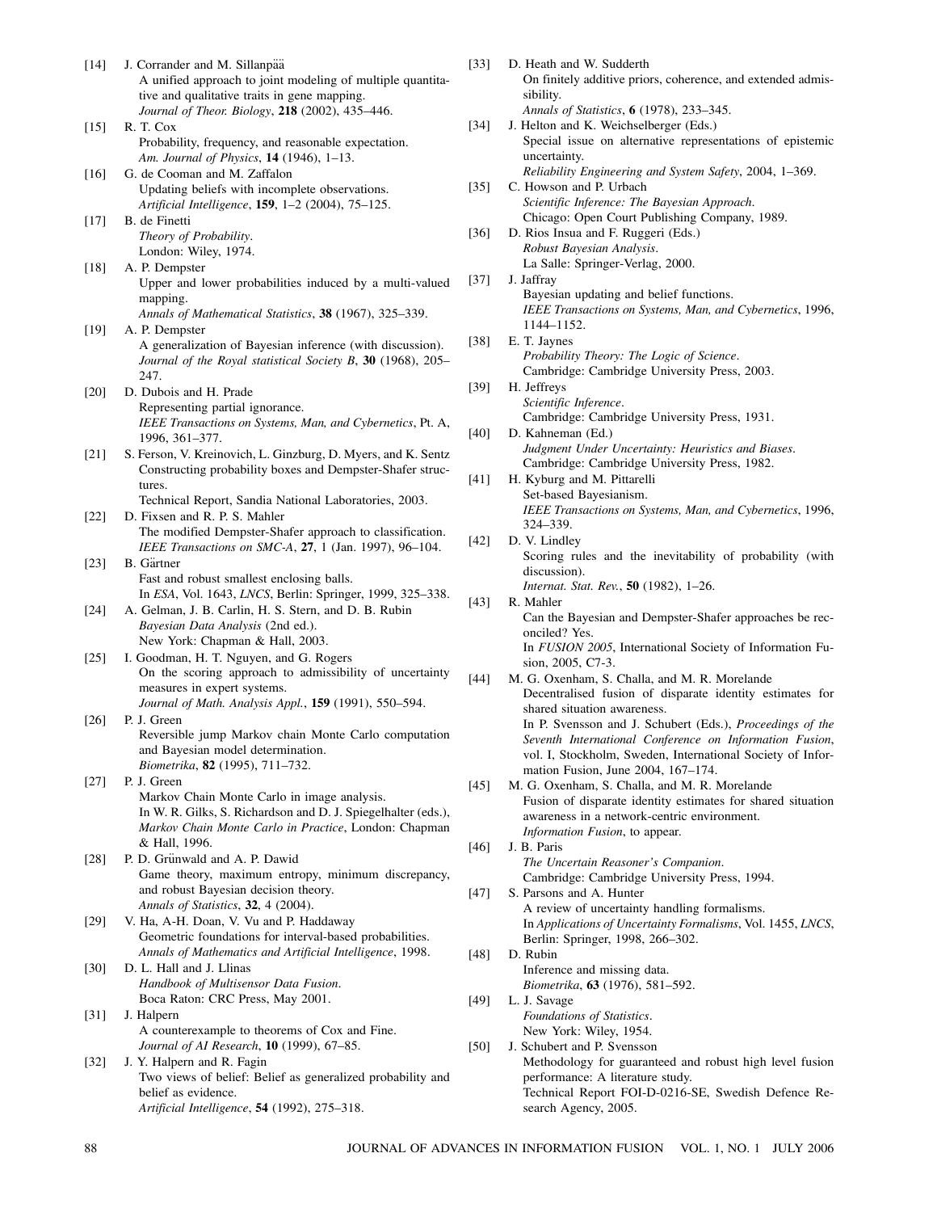[14] J. Corrander and M. Sillanpää
A unified approach to joint modeling of multiple quantitative and qualitative traits in gene mapping.
*Journal of Theor. Biology*, **218** (2002), 435–446.

[15] R. T. Cox
Probability, frequency, and reasonable expectation.
*Am. Journal of Physics*, **14** (1946), 1–13.

[16] G. de Cooman and M. Zaffalon
Updating beliefs with incomplete observations.
*Artificial Intelligence*, **159**, 1–2 (2004), 75–125.

[17] B. de Finetti
*Theory of Probability*.
London: Wiley, 1974.

[18] A. P. Dempster
Upper and lower probabilities induced by a multi-valued mapping.
*Annals of Mathematical Statistics*, **38** (1967), 325–339.

[19] A. P. Dempster
A generalization of Bayesian inference (with discussion).
*Journal of the Royal statistical Society B*, **30** (1968), 205–247.

[20] D. Dubois and H. Prade
Representing partial ignorance.
*IEEE Transactions on Systems, Man, and Cybernetics*, Pt. A, 1996, 361–377.

[21] S. Ferson, V. Kreinovich, L. Ginzburg, D. Myers, and K. Sentz
Constructing probability boxes and Dempster-Shafer structures.
Technical Report, Sandia National Laboratories, 2003.

[22] D. Fixsen and R. P. S. Mahler
The modified Dempster-Shafer approach to classification.
*IEEE Transactions on SMC-A*, **27**, 1 (Jan. 1997), 96–104.

[23] B. Gärtner
Fast and robust smallest enclosing balls.
In *ESA*, Vol. 1643, *LNCS*, Berlin: Springer, 1999, 325–338.

[24] A. Gelman, J. B. Carlin, H. S. Stern, and D. B. Rubin
*Bayesian Data Analysis* (2nd ed.).
New York: Chapman & Hall, 2003.

[25] I. Goodman, H. T. Nguyen, and G. Rogers
On the scoring approach to admissibility of uncertainty measures in expert systems.
*Journal of Math. Analysis Appl.*, **159** (1991), 550–594.

[26] P. J. Green
Reversible jump Markov chain Monte Carlo computation and Bayesian model determination.
*Biometrika*, **82** (1995), 711–732.

[27] P. J. Green
Markov Chain Monte Carlo in image analysis.
In W. R. Gilks, S. Richardson and D. J. Spiegelhalter (eds.), *Markov Chain Monte Carlo in Practice*, London: Chapman & Hall, 1996.

[28] P. D. Grünwald and A. P. Dawid
Game theory, maximum entropy, minimum discrepancy, and robust Bayesian decision theory.
*Annals of Statistics*, **32**, 4 (2004).

[29] V. Ha, A-H. Doan, V. Vu and P. Haddaway
Geometric foundations for interval-based probabilities.
*Annals of Mathematics and Artificial Intelligence*, 1998.

[30] D. L. Hall and J. Llinas
*Handbook of Multisensor Data Fusion*.
Boca Raton: CRC Press, May 2001.

[31] J. Halpern
A counterexample to theorems of Cox and Fine.
*Journal of AI Research*, **10** (1999), 67–85.

[32] J. Y. Halpern and R. Fagin
Two views of belief: Belief as generalized probability and belief as evidence.
*Artificial Intelligence*, **54** (1992), 275–318.

[33] D. Heath and W. Sudderth
On finitely additive priors, coherence, and extended admissibility.
*Annals of Statistics*, **6** (1978), 233–345.

[34] J. Helton and K. Weichselberger (Eds.)
Special issue on alternative representations of epistemic uncertainty.
*Reliability Engineering and System Safety*, 2004, 1–369.

[35] C. Howson and P. Urbach
*Scientific Inference: The Bayesian Approach*.
Chicago: Open Court Publishing Company, 1989.

[36] D. Rios Insua and F. Ruggeri (Eds.)
*Robust Bayesian Analysis*.
La Salle: Springer-Verlag, 2000.

[37] J. Jaffray
Bayesian updating and belief functions.
*IEEE Transactions on Systems, Man, and Cybernetics*, 1996, 1144–1152.

[38] E. T. Jaynes
*Probability Theory: The Logic of Science*.
Cambridge: Cambridge University Press, 2003.

[39] H. Jeffreys
*Scientific Inference*.
Cambridge: Cambridge University Press, 1931.

[40] D. Kahneman (Ed.)
*Judgment Under Uncertainty: Heuristics and Biases*.
Cambridge: Cambridge University Press, 1982.

[41] H. Kyburg and M. Pittarelli
Set-based Bayesianism.
*IEEE Transactions on Systems, Man, and Cybernetics*, 1996, 324–339.

[42] D. V. Lindley
Scoring rules and the inevitability of probability (with discussion).
*Internat. Stat. Rev.*, **50** (1982), 1–26.

[43] R. Mahler
Can the Bayesian and Dempster-Shafer approaches be reconciled? Yes.
In *FUSION 2005*, International Society of Information Fusion, 2005, C7-3.

[44] M. G. Oxenham, S. Challa, and M. R. Morelande
Decentralised fusion of disparate identity estimates for shared situation awareness.
In P. Svensson and J. Schubert (Eds.), *Proceedings of the Seventh International Conference on Information Fusion*, vol. I, Stockholm, Sweden, International Society of Information Fusion, June 2004, 167–174.

[45] M. G. Oxenham, S. Challa, and M. R. Morelande
Fusion of disparate identity estimates for shared situation awareness in a network-centric environment.
*Information Fusion*, to appear.

[46] J. B. Paris
*The Uncertain Reasoner's Companion*.
Cambridge: Cambridge University Press, 1994.

[47] S. Parsons and A. Hunter
A review of uncertainty handling formalisms.
In *Applications of Uncertainty Formalisms*, Vol. 1455, *LNCS*, Berlin: Springer, 1998, 266–302.

[48] D. Rubin
Inference and missing data.
*Biometrika*, **63** (1976), 581–592.

[49] L. J. Savage
*Foundations of Statistics*.
New York: Wiley, 1954.

[50] J. Schubert and P. Svensson
Methodology for guaranteed and robust high level fusion performance: A literature study.
Technical Report FOI-D-0216-SE, Swedish Defence Research Agency, 2005.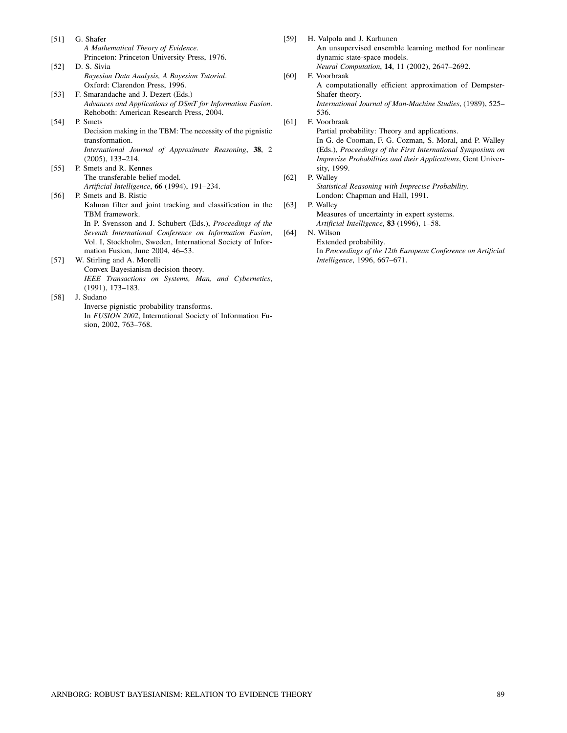[51] G. Shafer
*A Mathematical Theory of Evidence*.
Princeton: Princeton University Press, 1976.

[52] D. S. Sivia
*Bayesian Data Analysis, A Bayesian Tutorial*.
Oxford: Clarendon Press, 1996.

[53] F. Smarandache and J. Dezert (Eds.)
*Advances and Applications of DSmT for Information Fusion*.
Rehoboth: American Research Press, 2004.

[54] P. Smets
Decision making in the TBM: The necessity of the pignistic transformation.
*International Journal of Approximate Reasoning*, **38**, 2 (2005), 133–214.

[55] P. Smets and R. Kennes
The transferable belief model.
*Artificial Intelligence*, **66** (1994), 191–234.

[56] P. Smets and B. Ristic
Kalman filter and joint tracking and classification in the TBM framework.
In P. Svensson and J. Schubert (Eds.), *Proceedings of the Seventh International Conference on Information Fusion*, Vol. I, Stockholm, Sweden, International Society of Information Fusion, June 2004, 46–53.

[57] W. Stirling and A. Morelli
Convex Bayesianism decision theory.
*IEEE Transactions on Systems, Man, and Cybernetics*, (1991), 173–183.

[58] J. Sudano
Inverse pignistic probability transforms.
In *FUSION 2002*, International Society of Information Fusion, 2002, 763–768.

[59] H. Valpola and J. Karhunen
An unsupervised ensemble learning method for nonlinear dynamic state-space models.
*Neural Computation*, **14**, 11 (2002), 2647–2692.

[60] F. Voorbraak
A computationally efficient approximation of Dempster-Shafer theory.
*International Journal of Man-Machine Studies*, (1989), 525–536.

[61] F. Voorbraak
Partial probability: Theory and applications.
In G. de Cooman, F. G. Cozman, S. Moral, and P. Walley (Eds.), *Proceedings of the First International Symposium on Imprecise Probabilities and their Applications*, Gent University, 1999.

[62] P. Walley
*Statistical Reasoning with Imprecise Probability*.
London: Chapman and Hall, 1991.

[63] P. Walley
Measures of uncertainty in expert systems.
*Artificial Intelligence*, **83** (1996), 1–58.

[64] N. Wilson
Extended probability.
In *Proceedings of the 12th European Conference on Artificial Intelligence*, 1996, 667–671.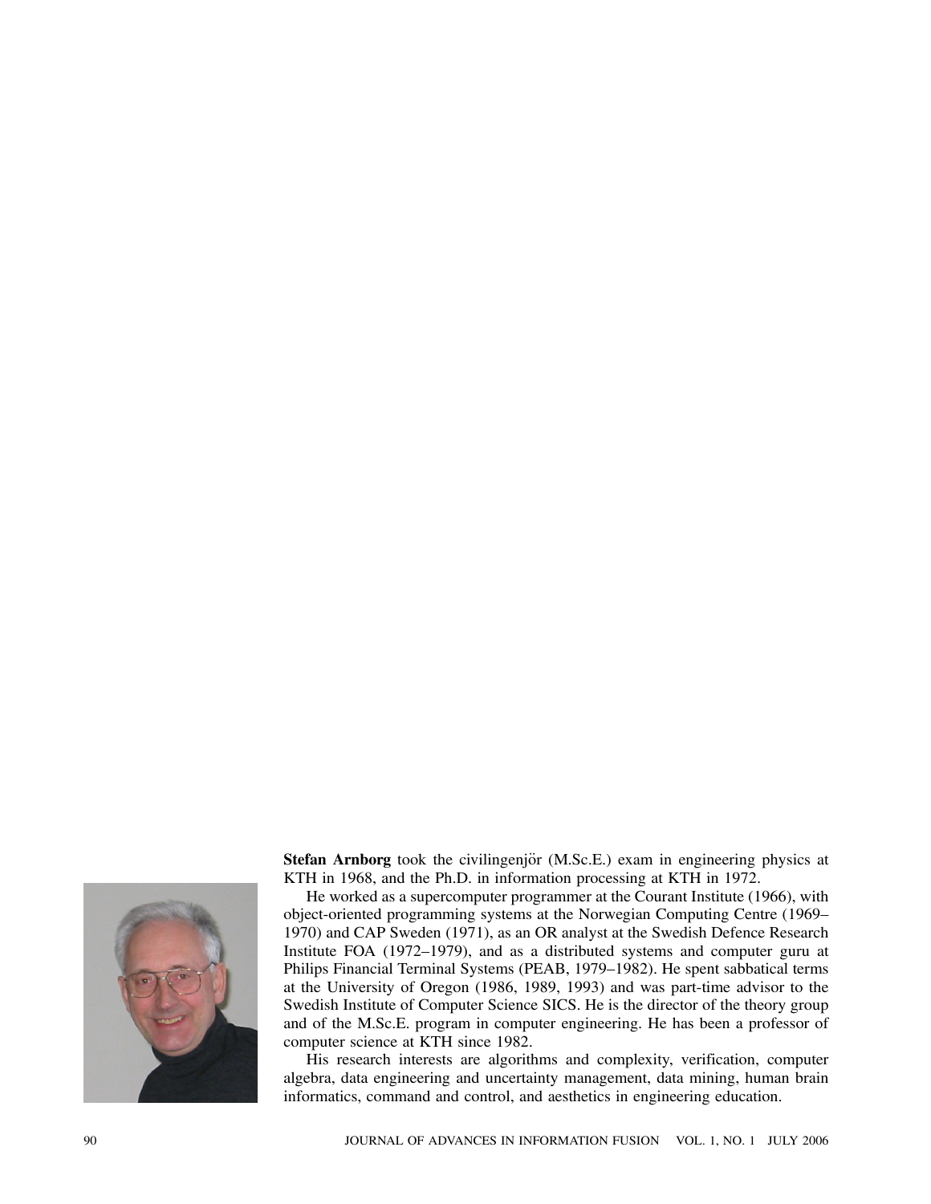**Stefan Arnborg** took the civilingenjör (M.Sc.E.) exam in engineering physics at KTH in 1968, and the Ph.D. in information processing at KTH in 1972.

He worked as a supercomputer programmer at the Courant Institute (1966), with object-oriented programming systems at the Norwegian Computing Centre (1969–1970) and CAP Sweden (1971), as an OR analyst at the Swedish Defence Research Institute FOA (1972–1979), and as a distributed systems and computer guru at Philips Financial Terminal Systems (PEAB, 1979–1982). He spent sabbatical terms at the University of Oregon (1986, 1989, 1993) and was part-time advisor to the Swedish Institute of Computer Science SICS. He is the director of the theory group and of the M.Sc.E. program in computer engineering. He has been a professor of computer science at KTH since 1982.

His research interests are algorithms and complexity, verification, computer algebra, data engineering and uncertainty management, data mining, human brain informatics, command and control, and aesthetics in engineering education.